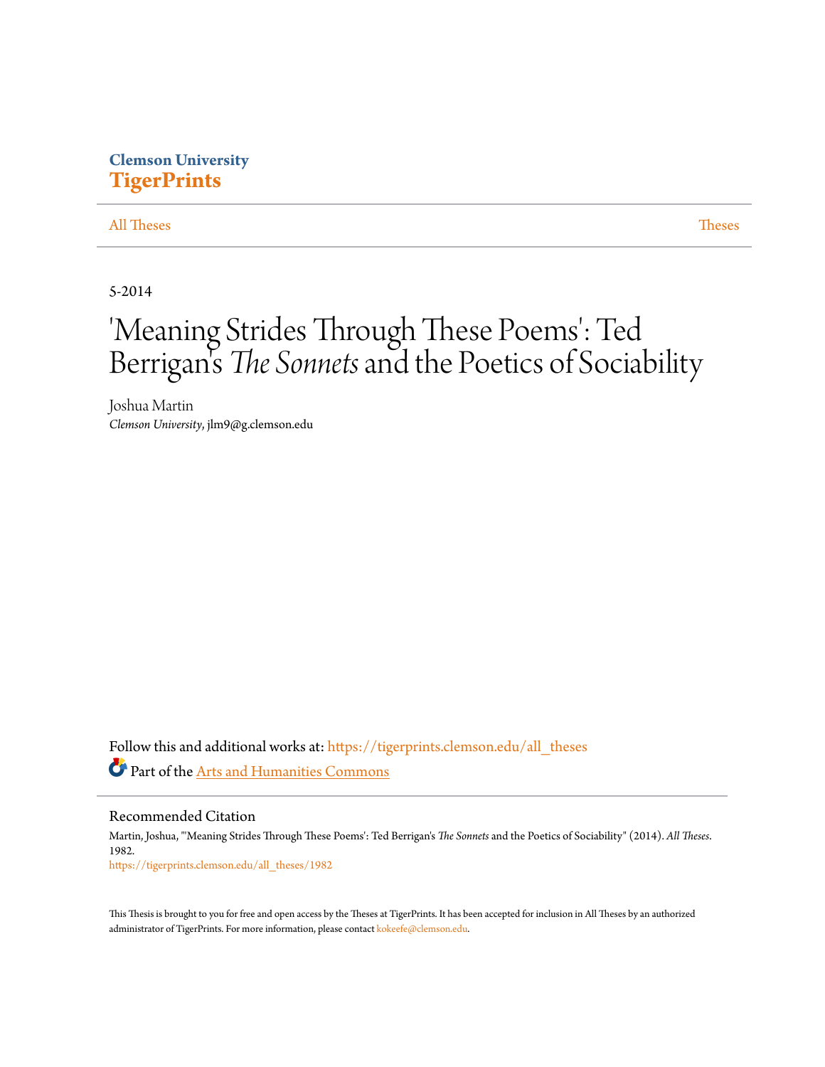Clemson University
**TigerPrints**

All Theses | Theses

5-2014

# 'Meaning Strides Through These Poems': Ted Berrigan's *The Sonnets* and the Poetics of Sociability

Joshua Martin
*Clemson University*, jlm9@g.clemson.edu

Follow this and additional works at: https://tigerprints.clemson.edu/all_theses

Part of the Arts and Humanities Commons

## Recommended Citation

Martin, Joshua, "'Meaning Strides Through These Poems': Ted Berrigan's *The Sonnets* and the Poetics of Sociability" (2014). *All Theses*. 1982.
https://tigerprints.clemson.edu/all_theses/1982

This Thesis is brought to you for free and open access by the Theses at TigerPrints. It has been accepted for inclusion in All Theses by an authorized administrator of TigerPrints. For more information, please contact kokeefe@clemson.edu.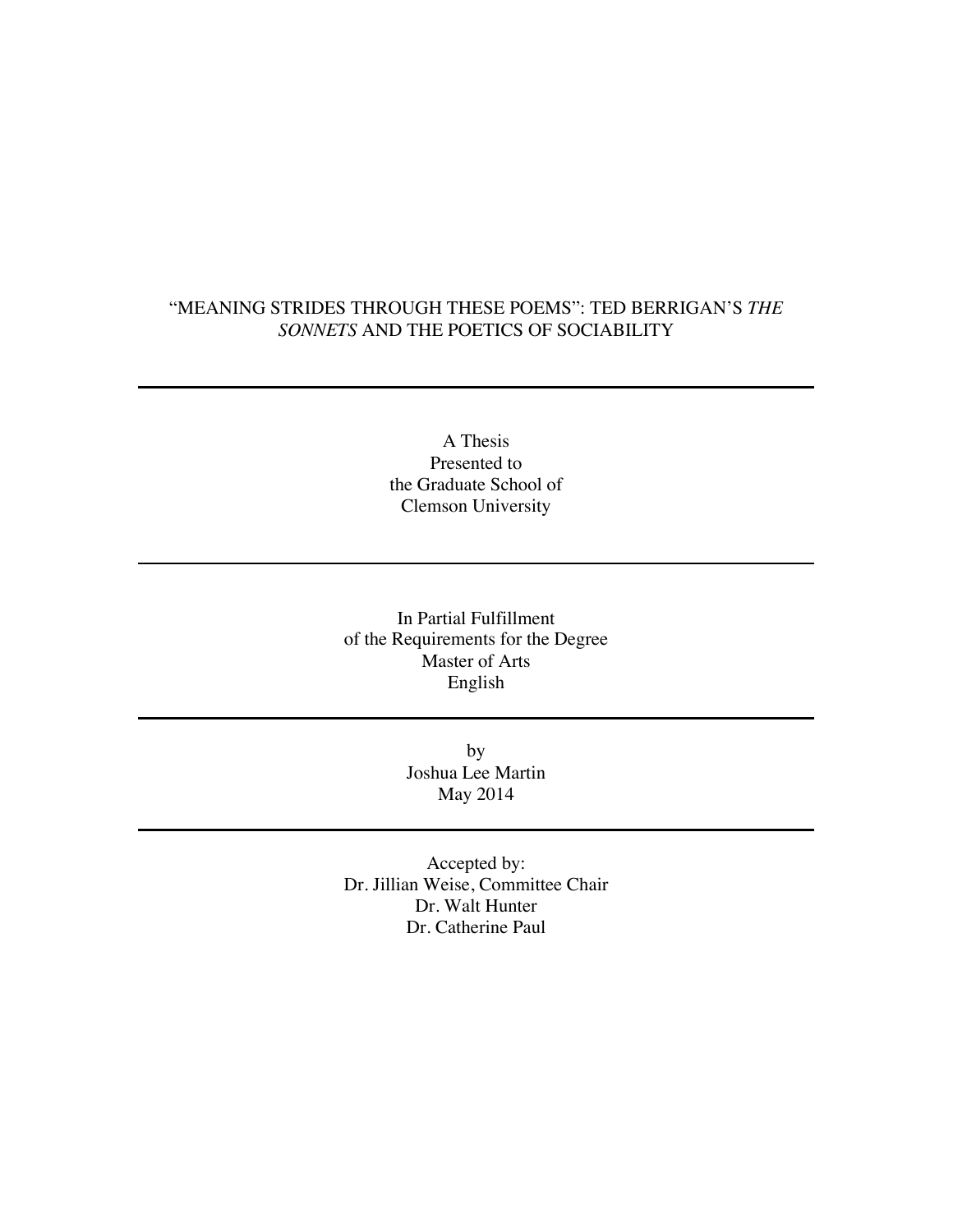# "MEANING STRIDES THROUGH THESE POEMS": TED BERRIGAN'S *THE SONNETS* AND THE POETICS OF SOCIABILITY

---

A Thesis
Presented to
the Graduate School of
Clemson University

---

In Partial Fulfillment
of the Requirements for the Degree
Master of Arts
English

---

by
Joshua Lee Martin
May 2014

---

Accepted by:
Dr. Jillian Weise, Committee Chair
Dr. Walt Hunter
Dr. Catherine Paul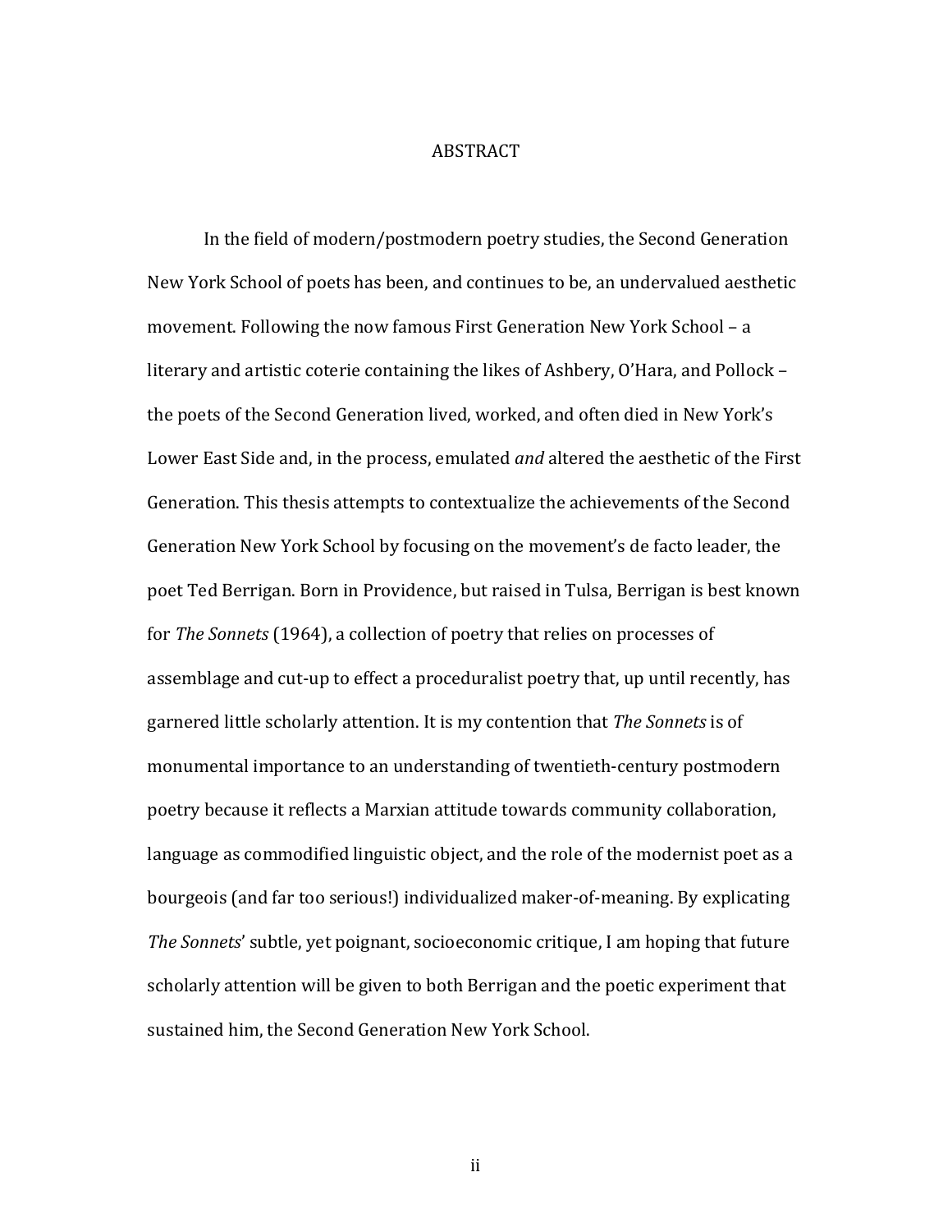# ABSTRACT

In the field of modern/postmodern poetry studies, the Second Generation New York School of poets has been, and continues to be, an undervalued aesthetic movement. Following the now famous First Generation New York School – a literary and artistic coterie containing the likes of Ashbery, O'Hara, and Pollock – the poets of the Second Generation lived, worked, and often died in New York's Lower East Side and, in the process, emulated *and* altered the aesthetic of the First Generation. This thesis attempts to contextualize the achievements of the Second Generation New York School by focusing on the movement's de facto leader, the poet Ted Berrigan. Born in Providence, but raised in Tulsa, Berrigan is best known for *The Sonnets* (1964), a collection of poetry that relies on processes of assemblage and cut-up to effect a proceduralist poetry that, up until recently, has garnered little scholarly attention. It is my contention that *The Sonnets* is of monumental importance to an understanding of twentieth-century postmodern poetry because it reflects a Marxian attitude towards community collaboration, language as commodified linguistic object, and the role of the modernist poet as a bourgeois (and far too serious!) individualized maker-of-meaning. By explicating *The Sonnets*' subtle, yet poignant, socioeconomic critique, I am hoping that future scholarly attention will be given to both Berrigan and the poetic experiment that sustained him, the Second Generation New York School.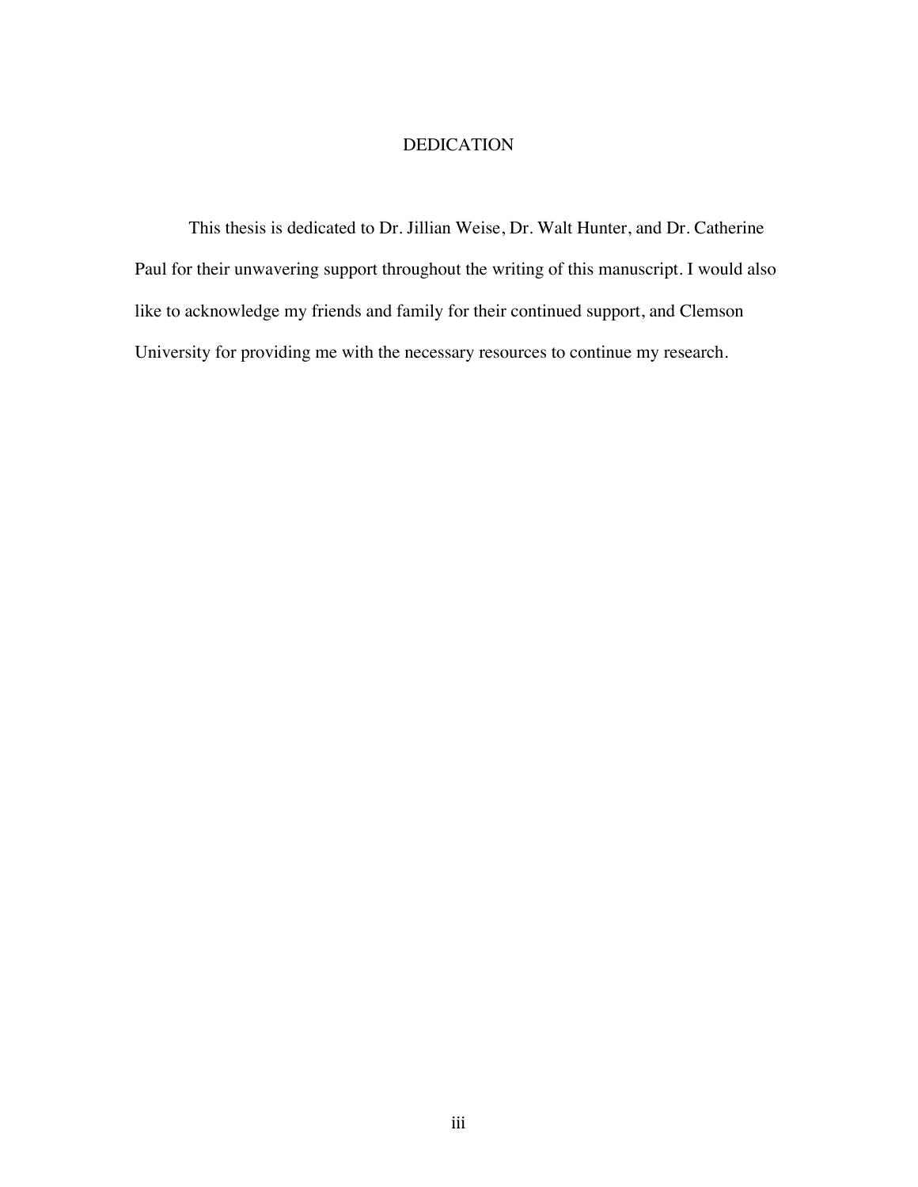# DEDICATION

This thesis is dedicated to Dr. Jillian Weise, Dr. Walt Hunter, and Dr. Catherine Paul for their unwavering support throughout the writing of this manuscript. I would also like to acknowledge my friends and family for their continued support, and Clemson University for providing me with the necessary resources to continue my research.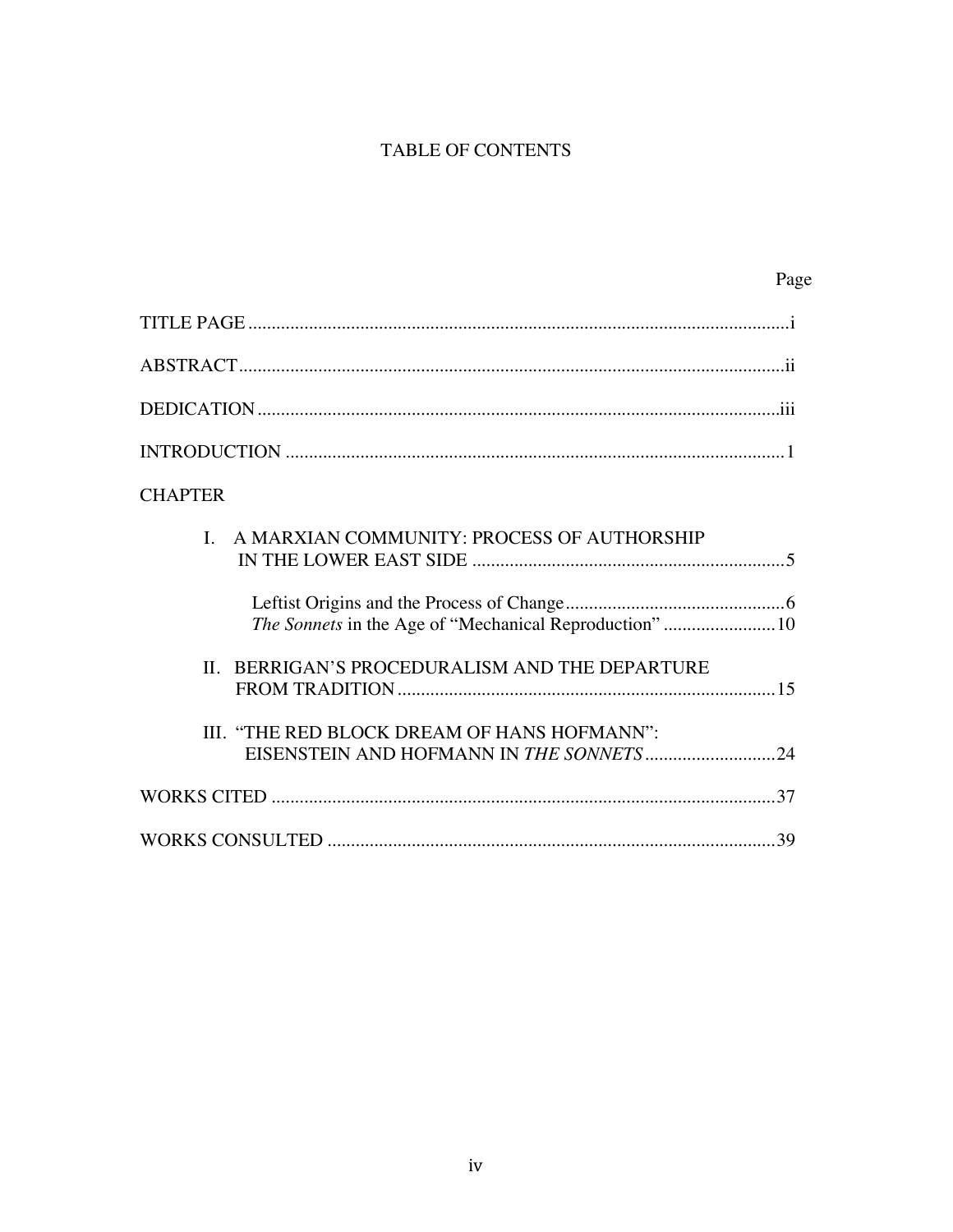# TABLE OF CONTENTS

| | Page |
|---|---|
| TITLE PAGE | i |
| ABSTRACT | ii |
| DEDICATION | iii |
| INTRODUCTION | 1 |
| CHAPTER | |
| I. A MARXIAN COMMUNITY: PROCESS OF AUTHORSHIP IN THE LOWER EAST SIDE | 5 |
| Leftist Origins and the Process of Change | 6 |
| *The Sonnets* in the Age of "Mechanical Reproduction" | 10 |
| II. BERRIGAN'S PROCEDURALISM AND THE DEPARTURE FROM TRADITION | 15 |
| III. "THE RED BLOCK DREAM OF HANS HOFMANN": EISENSTEIN AND HOFMANN IN *THE SONNETS* | 24 |
| WORKS CITED | 37 |
| WORKS CONSULTED | 39 |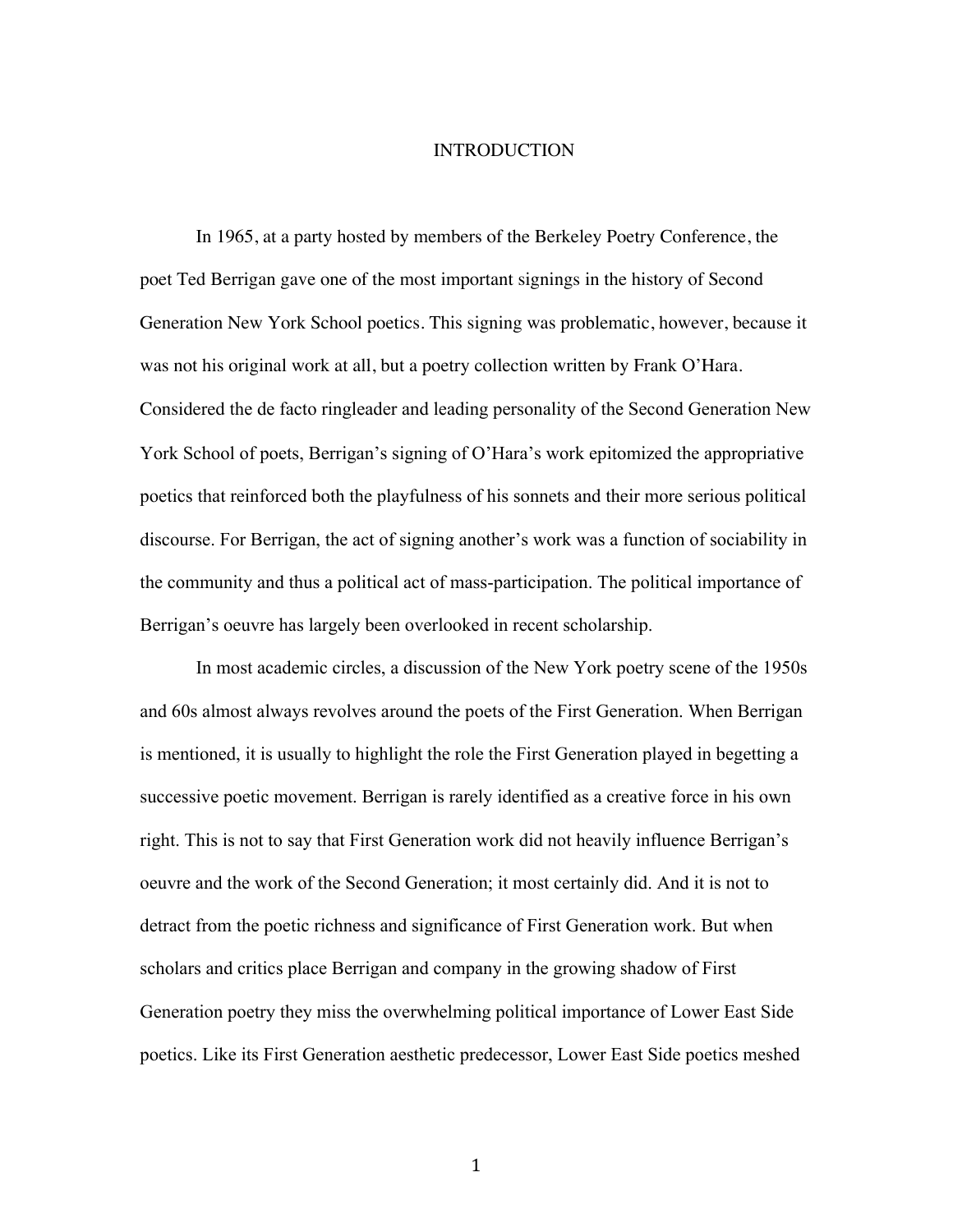# INTRODUCTION

In 1965, at a party hosted by members of the Berkeley Poetry Conference, the poet Ted Berrigan gave one of the most important signings in the history of Second Generation New York School poetics. This signing was problematic, however, because it was not his original work at all, but a poetry collection written by Frank O'Hara. Considered the de facto ringleader and leading personality of the Second Generation New York School of poets, Berrigan's signing of O'Hara's work epitomized the appropriative poetics that reinforced both the playfulness of his sonnets and their more serious political discourse. For Berrigan, the act of signing another's work was a function of sociability in the community and thus a political act of mass-participation. The political importance of Berrigan's oeuvre has largely been overlooked in recent scholarship.

In most academic circles, a discussion of the New York poetry scene of the 1950s and 60s almost always revolves around the poets of the First Generation. When Berrigan is mentioned, it is usually to highlight the role the First Generation played in begetting a successive poetic movement. Berrigan is rarely identified as a creative force in his own right. This is not to say that First Generation work did not heavily influence Berrigan's oeuvre and the work of the Second Generation; it most certainly did. And it is not to detract from the poetic richness and significance of First Generation work. But when scholars and critics place Berrigan and company in the growing shadow of First Generation poetry they miss the overwhelming political importance of Lower East Side poetics. Like its First Generation aesthetic predecessor, Lower East Side poetics meshed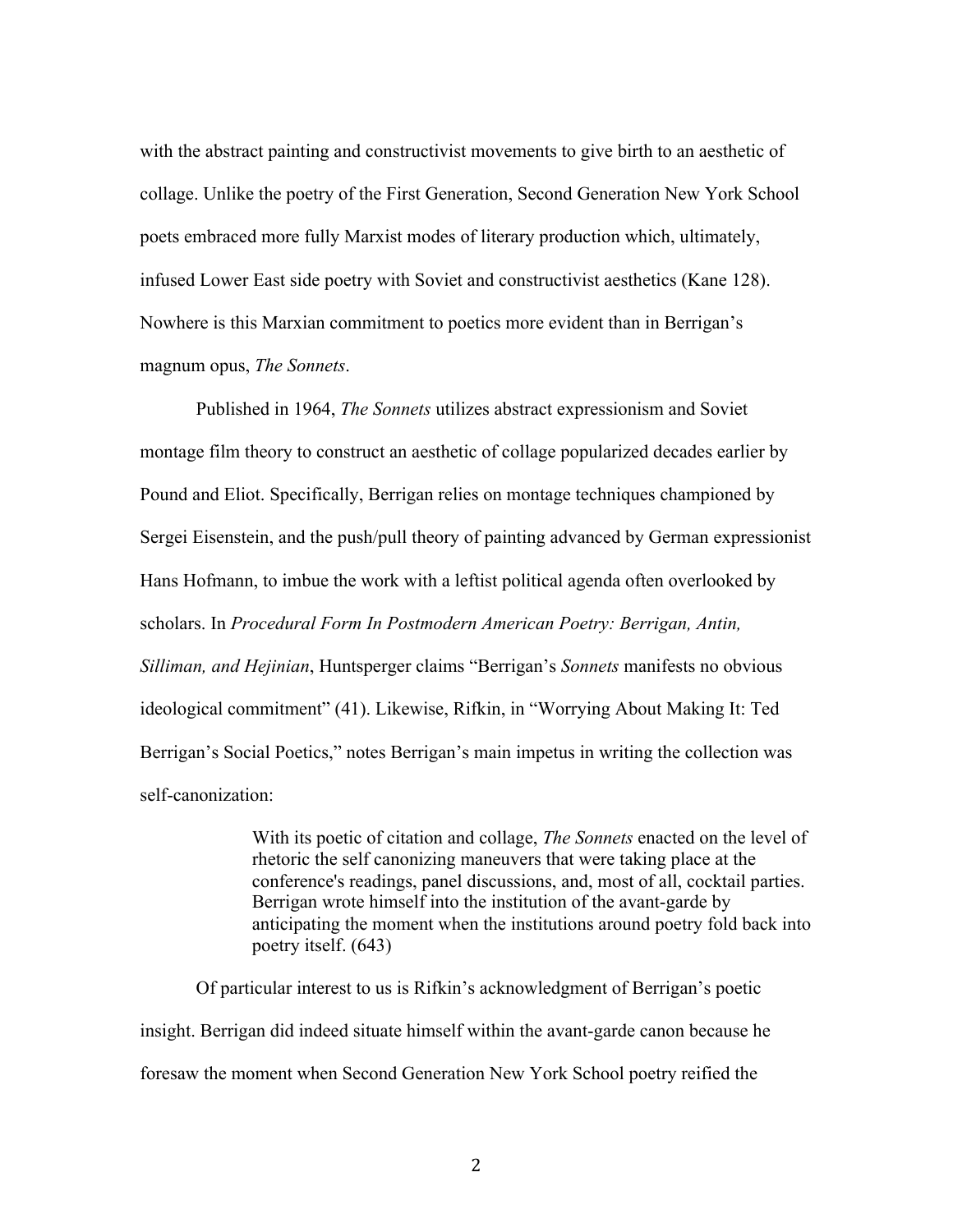with the abstract painting and constructivist movements to give birth to an aesthetic of collage. Unlike the poetry of the First Generation, Second Generation New York School poets embraced more fully Marxist modes of literary production which, ultimately, infused Lower East side poetry with Soviet and constructivist aesthetics (Kane 128). Nowhere is this Marxian commitment to poetics more evident than in Berrigan's magnum opus, *The Sonnets*.

Published in 1964, *The Sonnets* utilizes abstract expressionism and Soviet montage film theory to construct an aesthetic of collage popularized decades earlier by Pound and Eliot. Specifically, Berrigan relies on montage techniques championed by Sergei Eisenstein, and the push/pull theory of painting advanced by German expressionist Hans Hofmann, to imbue the work with a leftist political agenda often overlooked by scholars. In *Procedural Form In Postmodern American Poetry: Berrigan, Antin, Silliman, and Hejinian*, Huntsperger claims "Berrigan's *Sonnets* manifests no obvious ideological commitment" (41). Likewise, Rifkin, in "Worrying About Making It: Ted Berrigan's Social Poetics," notes Berrigan's main impetus in writing the collection was self-canonization:

> With its poetic of citation and collage, *The Sonnets* enacted on the level of rhetoric the self canonizing maneuvers that were taking place at the conference's readings, panel discussions, and, most of all, cocktail parties. Berrigan wrote himself into the institution of the avant-garde by anticipating the moment when the institutions around poetry fold back into poetry itself. (643)

Of particular interest to us is Rifkin's acknowledgment of Berrigan's poetic insight. Berrigan did indeed situate himself within the avant-garde canon because he foresaw the moment when Second Generation New York School poetry reified the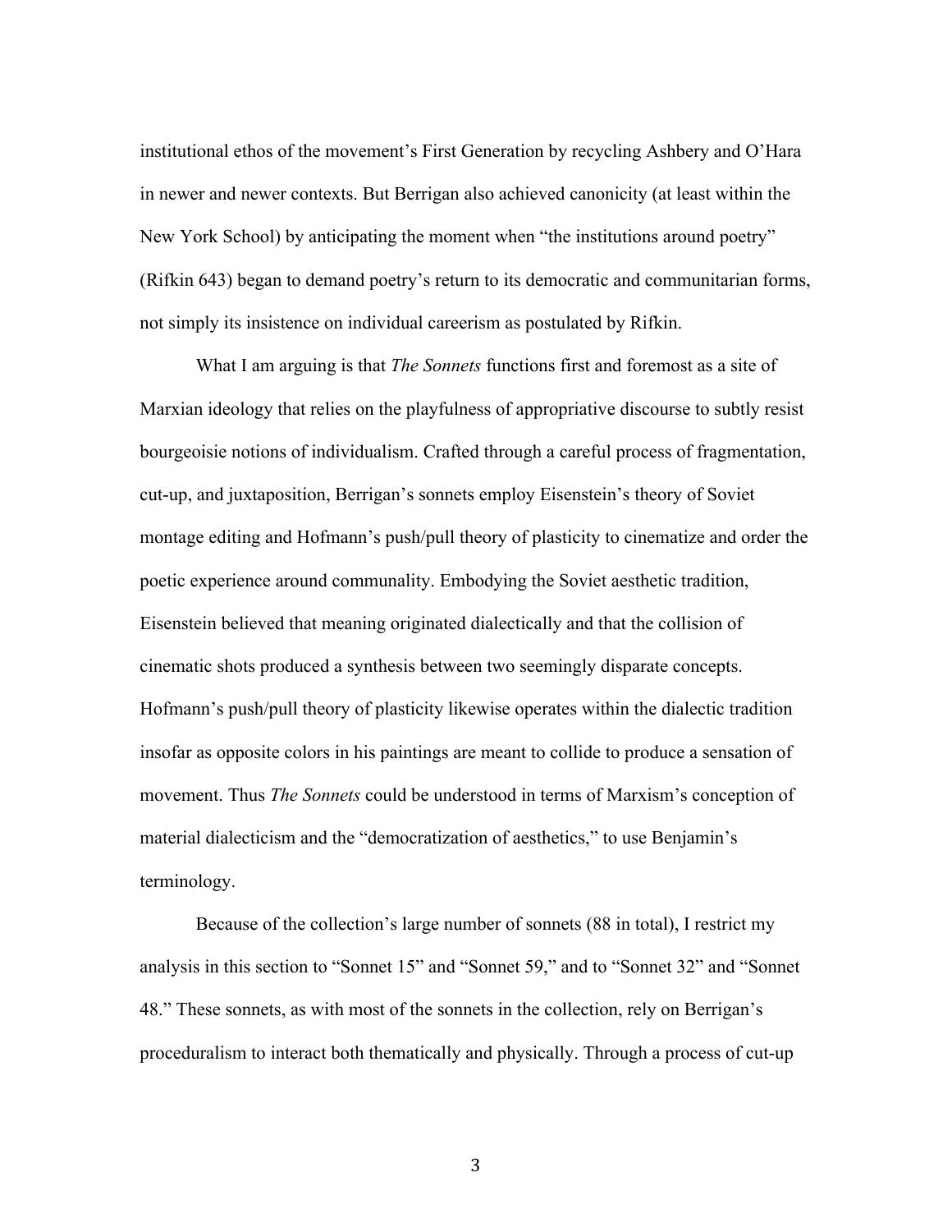institutional ethos of the movement's First Generation by recycling Ashbery and O'Hara in newer and newer contexts. But Berrigan also achieved canonicity (at least within the New York School) by anticipating the moment when "the institutions around poetry" (Rifkin 643) began to demand poetry's return to its democratic and communitarian forms, not simply its insistence on individual careerism as postulated by Rifkin.

What I am arguing is that *The Sonnets* functions first and foremost as a site of Marxian ideology that relies on the playfulness of appropriative discourse to subtly resist bourgeoisie notions of individualism. Crafted through a careful process of fragmentation, cut-up, and juxtaposition, Berrigan's sonnets employ Eisenstein's theory of Soviet montage editing and Hofmann's push/pull theory of plasticity to cinematize and order the poetic experience around communality. Embodying the Soviet aesthetic tradition, Eisenstein believed that meaning originated dialectically and that the collision of cinematic shots produced a synthesis between two seemingly disparate concepts. Hofmann's push/pull theory of plasticity likewise operates within the dialectic tradition insofar as opposite colors in his paintings are meant to collide to produce a sensation of movement. Thus *The Sonnets* could be understood in terms of Marxism's conception of material dialecticism and the "democratization of aesthetics," to use Benjamin's terminology.

Because of the collection's large number of sonnets (88 in total), I restrict my analysis in this section to "Sonnet 15" and "Sonnet 59," and to "Sonnet 32" and "Sonnet 48." These sonnets, as with most of the sonnets in the collection, rely on Berrigan's proceduralism to interact both thematically and physically. Through a process of cut-up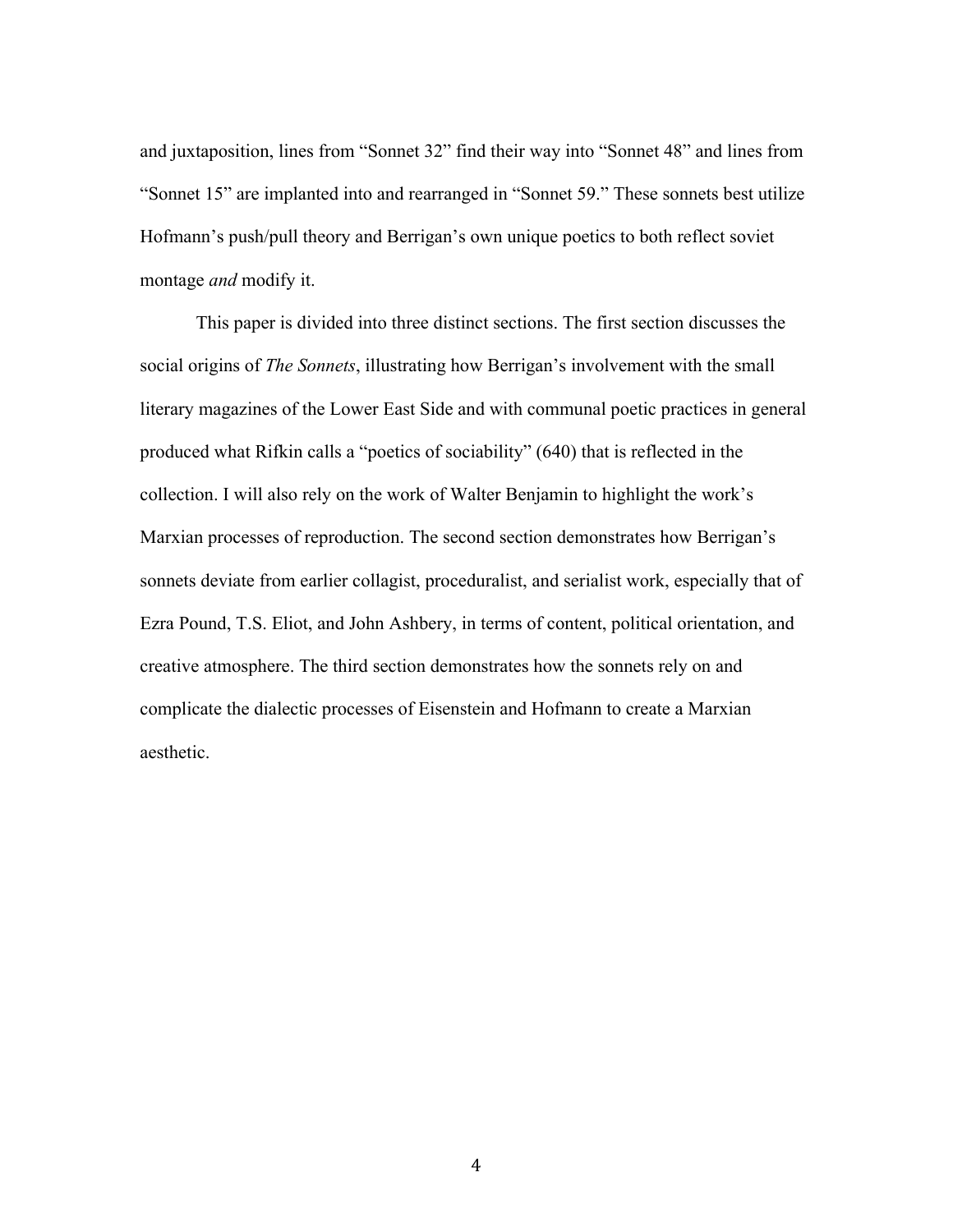and juxtaposition, lines from “Sonnet 32” find their way into “Sonnet 48” and lines from “Sonnet 15” are implanted into and rearranged in “Sonnet 59.” These sonnets best utilize Hofmann’s push/pull theory and Berrigan’s own unique poetics to both reflect soviet montage *and* modify it.

This paper is divided into three distinct sections. The first section discusses the social origins of *The Sonnets*, illustrating how Berrigan’s involvement with the small literary magazines of the Lower East Side and with communal poetic practices in general produced what Rifkin calls a “poetics of sociability” (640) that is reflected in the collection. I will also rely on the work of Walter Benjamin to highlight the work’s Marxian processes of reproduction. The second section demonstrates how Berrigan’s sonnets deviate from earlier collagist, proceduralist, and serialist work, especially that of Ezra Pound, T.S. Eliot, and John Ashbery, in terms of content, political orientation, and creative atmosphere. The third section demonstrates how the sonnets rely on and complicate the dialectic processes of Eisenstein and Hofmann to create a Marxian aesthetic.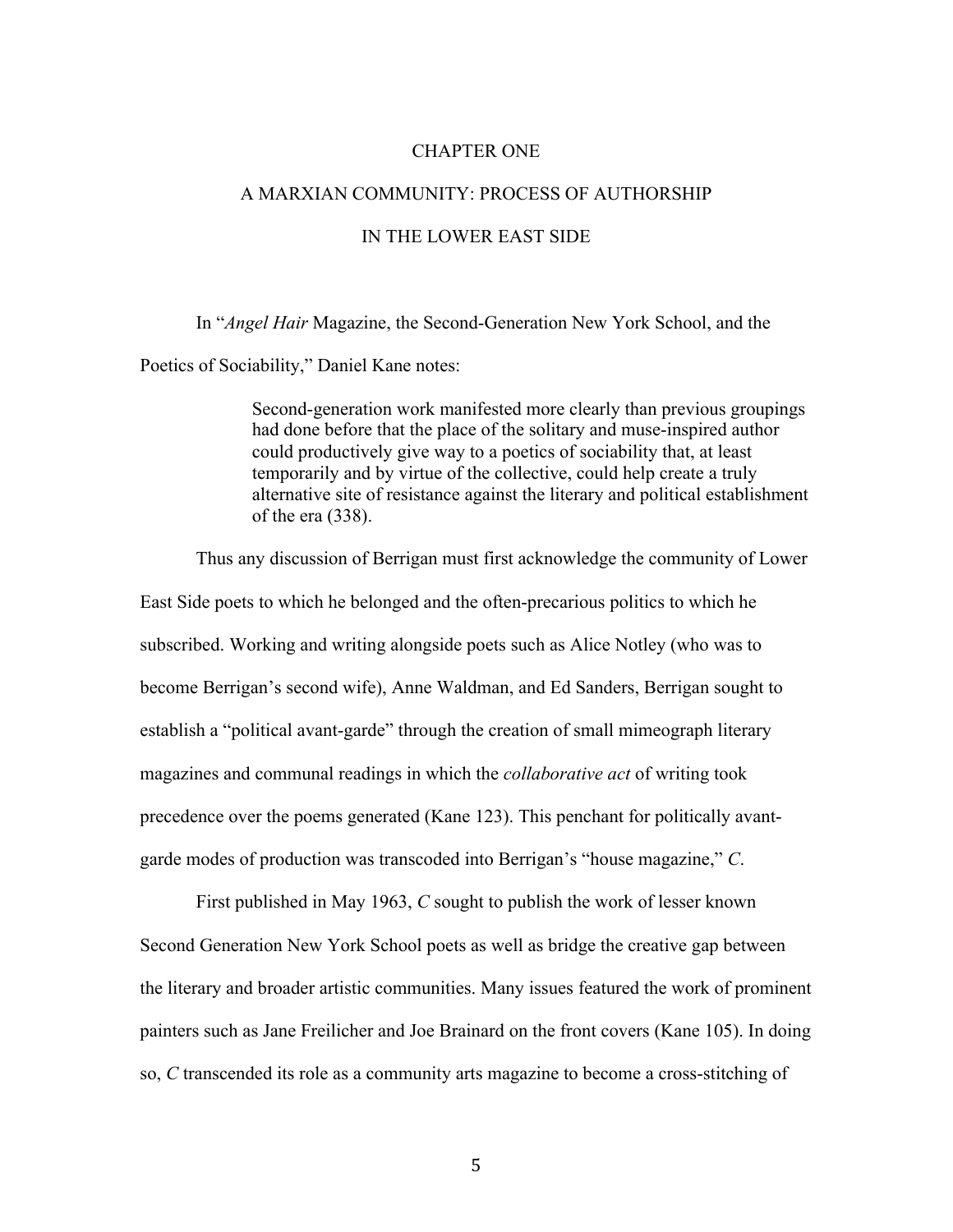# CHAPTER ONE

## A MARXIAN COMMUNITY: PROCESS OF AUTHORSHIP IN THE LOWER EAST SIDE

In "*Angel Hair* Magazine, the Second-Generation New York School, and the Poetics of Sociability," Daniel Kane notes:

> Second-generation work manifested more clearly than previous groupings had done before that the place of the solitary and muse-inspired author could productively give way to a poetics of sociability that, at least temporarily and by virtue of the collective, could help create a truly alternative site of resistance against the literary and political establishment of the era (338).

Thus any discussion of Berrigan must first acknowledge the community of Lower East Side poets to which he belonged and the often-precarious politics to which he subscribed. Working and writing alongside poets such as Alice Notley (who was to become Berrigan's second wife), Anne Waldman, and Ed Sanders, Berrigan sought to establish a "political avant-garde" through the creation of small mimeograph literary magazines and communal readings in which the *collaborative act* of writing took precedence over the poems generated (Kane 123). This penchant for politically avant-garde modes of production was transcoded into Berrigan's "house magazine," *C*.

First published in May 1963, *C* sought to publish the work of lesser known Second Generation New York School poets as well as bridge the creative gap between the literary and broader artistic communities. Many issues featured the work of prominent painters such as Jane Freilicher and Joe Brainard on the front covers (Kane 105). In doing so, *C* transcended its role as a community arts magazine to become a cross-stitching of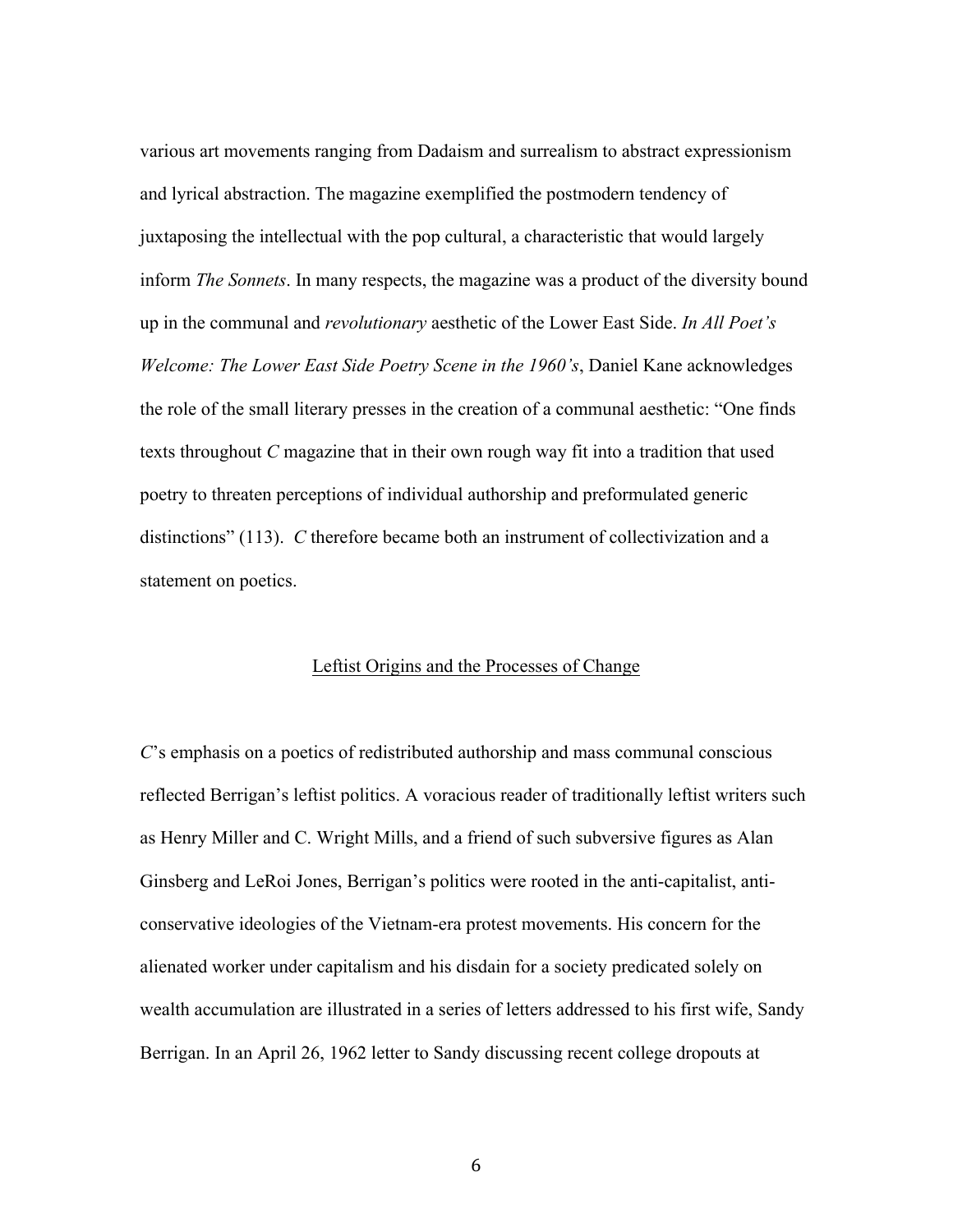various art movements ranging from Dadaism and surrealism to abstract expressionism and lyrical abstraction. The magazine exemplified the postmodern tendency of juxtaposing the intellectual with the pop cultural, a characteristic that would largely inform *The Sonnets*. In many respects, the magazine was a product of the diversity bound up in the communal and *revolutionary* aesthetic of the Lower East Side. *In All Poet's Welcome: The Lower East Side Poetry Scene in the 1960's*, Daniel Kane acknowledges the role of the small literary presses in the creation of a communal aesthetic: "One finds texts throughout *C* magazine that in their own rough way fit into a tradition that used poetry to threaten perceptions of individual authorship and preformulated generic distinctions" (113). *C* therefore became both an instrument of collectivization and a statement on poetics.

## Leftist Origins and the Processes of Change

*C*'s emphasis on a poetics of redistributed authorship and mass communal conscious reflected Berrigan's leftist politics. A voracious reader of traditionally leftist writers such as Henry Miller and C. Wright Mills, and a friend of such subversive figures as Alan Ginsberg and LeRoi Jones, Berrigan's politics were rooted in the anti-capitalist, anti-conservative ideologies of the Vietnam-era protest movements. His concern for the alienated worker under capitalism and his disdain for a society predicated solely on wealth accumulation are illustrated in a series of letters addressed to his first wife, Sandy Berrigan. In an April 26, 1962 letter to Sandy discussing recent college dropouts at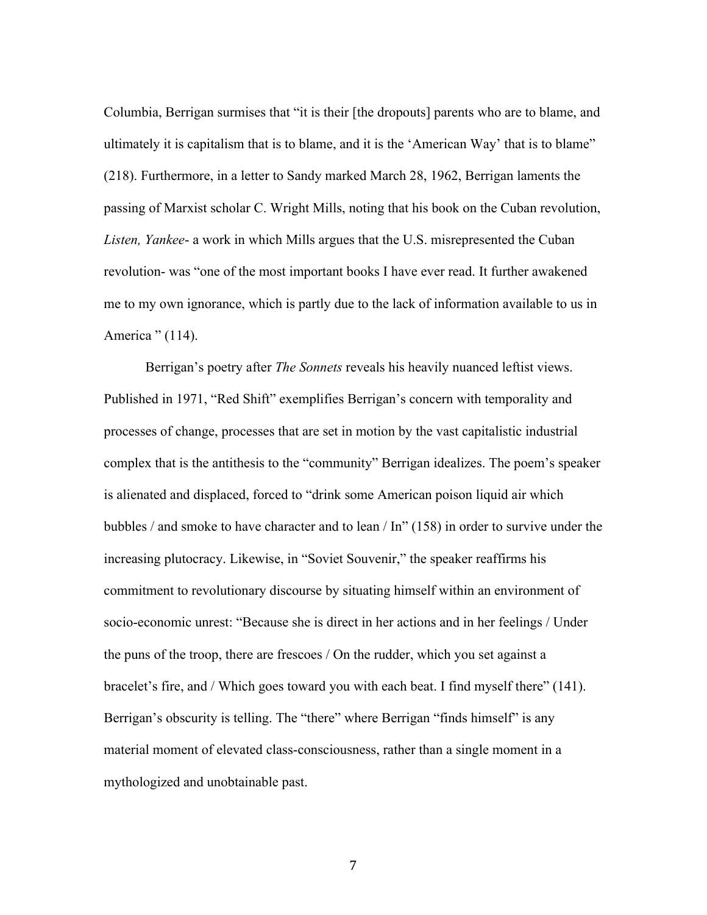Columbia, Berrigan surmises that "it is their [the dropouts] parents who are to blame, and ultimately it is capitalism that is to blame, and it is the 'American Way' that is to blame" (218). Furthermore, in a letter to Sandy marked March 28, 1962, Berrigan laments the passing of Marxist scholar C. Wright Mills, noting that his book on the Cuban revolution, *Listen, Yankee*- a work in which Mills argues that the U.S. misrepresented the Cuban revolution- was "one of the most important books I have ever read. It further awakened me to my own ignorance, which is partly due to the lack of information available to us in America " (114).

Berrigan's poetry after *The Sonnets* reveals his heavily nuanced leftist views. Published in 1971, "Red Shift" exemplifies Berrigan's concern with temporality and processes of change, processes that are set in motion by the vast capitalistic industrial complex that is the antithesis to the "community" Berrigan idealizes. The poem's speaker is alienated and displaced, forced to "drink some American poison liquid air which bubbles / and smoke to have character and to lean / In" (158) in order to survive under the increasing plutocracy. Likewise, in "Soviet Souvenir," the speaker reaffirms his commitment to revolutionary discourse by situating himself within an environment of socio-economic unrest: "Because she is direct in her actions and in her feelings / Under the puns of the troop, there are frescoes / On the rudder, which you set against a bracelet's fire, and / Which goes toward you with each beat. I find myself there" (141). Berrigan's obscurity is telling. The "there" where Berrigan "finds himself" is any material moment of elevated class-consciousness, rather than a single moment in a mythologized and unobtainable past.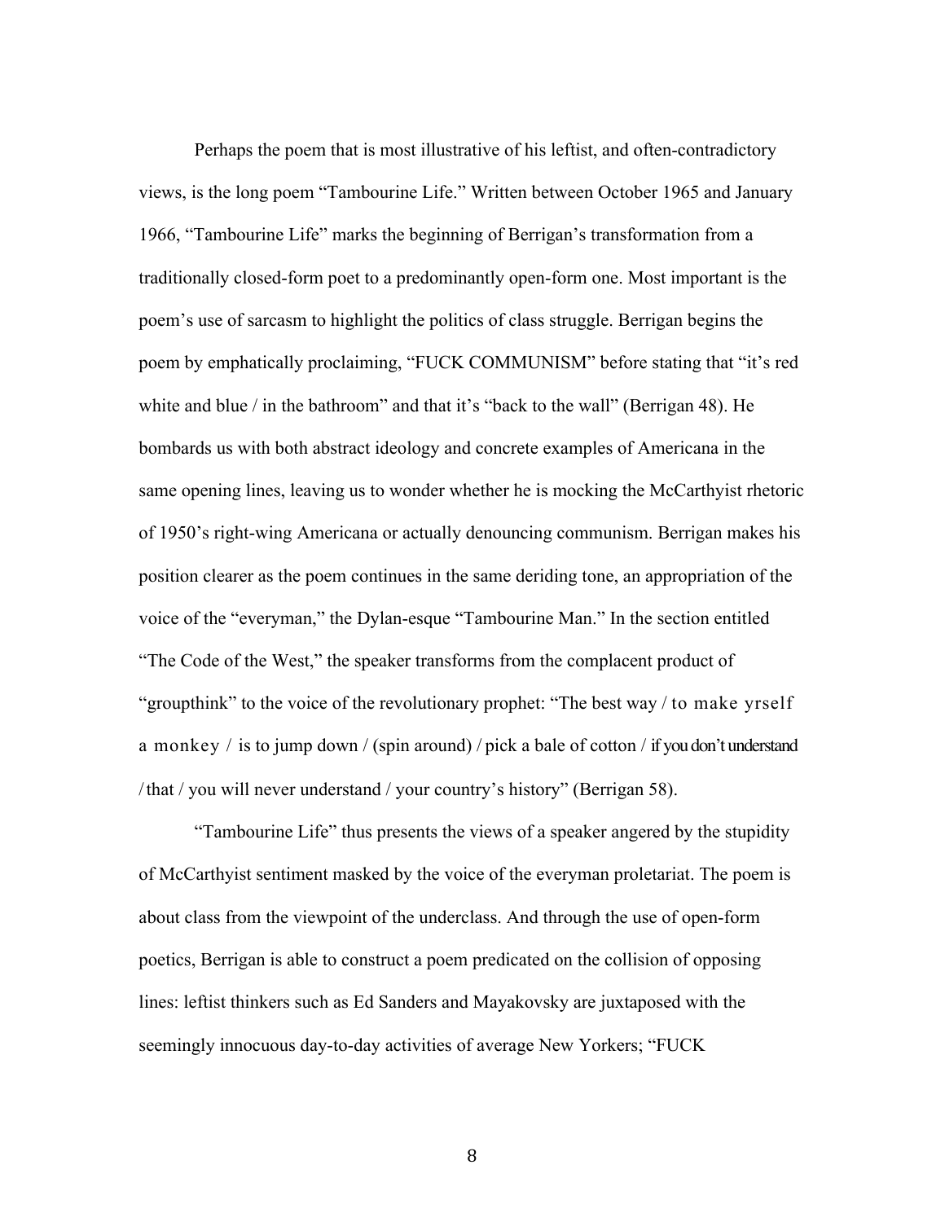Perhaps the poem that is most illustrative of his leftist, and often-contradictory views, is the long poem "Tambourine Life." Written between October 1965 and January 1966, "Tambourine Life" marks the beginning of Berrigan's transformation from a traditionally closed-form poet to a predominantly open-form one. Most important is the poem's use of sarcasm to highlight the politics of class struggle. Berrigan begins the poem by emphatically proclaiming, "FUCK COMMUNISM" before stating that "it's red white and blue / in the bathroom" and that it's "back to the wall" (Berrigan 48). He bombards us with both abstract ideology and concrete examples of Americana in the same opening lines, leaving us to wonder whether he is mocking the McCarthyist rhetoric of 1950's right-wing Americana or actually denouncing communism. Berrigan makes his position clearer as the poem continues in the same deriding tone, an appropriation of the voice of the "everyman," the Dylan-esque "Tambourine Man." In the section entitled "The Code of the West," the speaker transforms from the complacent product of "groupthink" to the voice of the revolutionary prophet: "The best way / to make yrself a monkey / is to jump down / (spin around) / pick a bale of cotton / if you don't understand / that / you will never understand / your country's history" (Berrigan 58).

"Tambourine Life" thus presents the views of a speaker angered by the stupidity of McCarthyist sentiment masked by the voice of the everyman proletariat. The poem is about class from the viewpoint of the underclass. And through the use of open-form poetics, Berrigan is able to construct a poem predicated on the collision of opposing lines: leftist thinkers such as Ed Sanders and Mayakovsky are juxtaposed with the seemingly innocuous day-to-day activities of average New Yorkers; "FUCK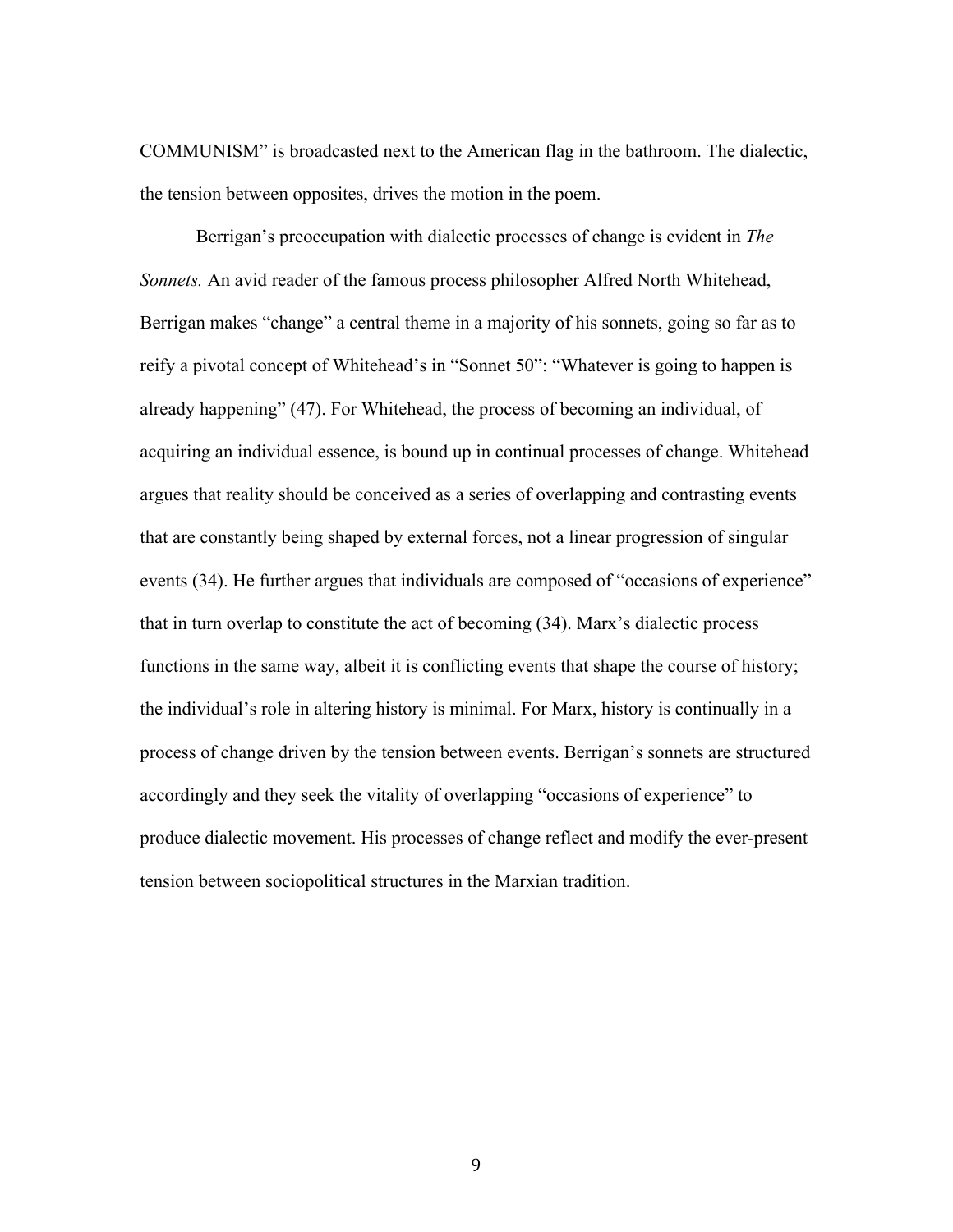COMMUNISM" is broadcasted next to the American flag in the bathroom. The dialectic, the tension between opposites, drives the motion in the poem.

Berrigan's preoccupation with dialectic processes of change is evident in *The Sonnets.* An avid reader of the famous process philosopher Alfred North Whitehead, Berrigan makes "change" a central theme in a majority of his sonnets, going so far as to reify a pivotal concept of Whitehead's in "Sonnet 50": "Whatever is going to happen is already happening" (47). For Whitehead, the process of becoming an individual, of acquiring an individual essence, is bound up in continual processes of change. Whitehead argues that reality should be conceived as a series of overlapping and contrasting events that are constantly being shaped by external forces, not a linear progression of singular events (34). He further argues that individuals are composed of "occasions of experience" that in turn overlap to constitute the act of becoming (34). Marx's dialectic process functions in the same way, albeit it is conflicting events that shape the course of history; the individual's role in altering history is minimal. For Marx, history is continually in a process of change driven by the tension between events. Berrigan's sonnets are structured accordingly and they seek the vitality of overlapping "occasions of experience" to produce dialectic movement. His processes of change reflect and modify the ever-present tension between sociopolitical structures in the Marxian tradition.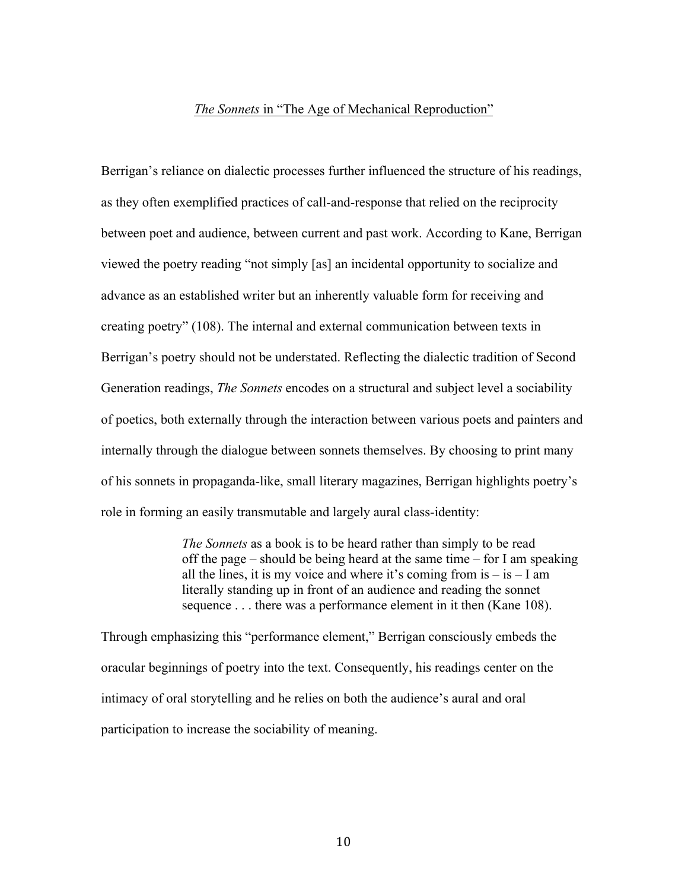## *The Sonnets* in "The Age of Mechanical Reproduction"

Berrigan's reliance on dialectic processes further influenced the structure of his readings, as they often exemplified practices of call-and-response that relied on the reciprocity between poet and audience, between current and past work. According to Kane, Berrigan viewed the poetry reading "not simply [as] an incidental opportunity to socialize and advance as an established writer but an inherently valuable form for receiving and creating poetry" (108). The internal and external communication between texts in Berrigan's poetry should not be understated. Reflecting the dialectic tradition of Second Generation readings, *The Sonnets* encodes on a structural and subject level a sociability of poetics, both externally through the interaction between various poets and painters and internally through the dialogue between sonnets themselves. By choosing to print many of his sonnets in propaganda-like, small literary magazines, Berrigan highlights poetry's role in forming an easily transmutable and largely aural class-identity:

> *The Sonnets* as a book is to be heard rather than simply to be read off the page – should be being heard at the same time – for I am speaking all the lines, it is my voice and where it's coming from is – is – I am literally standing up in front of an audience and reading the sonnet sequence . . . there was a performance element in it then (Kane 108).

Through emphasizing this "performance element," Berrigan consciously embeds the oracular beginnings of poetry into the text. Consequently, his readings center on the intimacy of oral storytelling and he relies on both the audience's aural and oral participation to increase the sociability of meaning.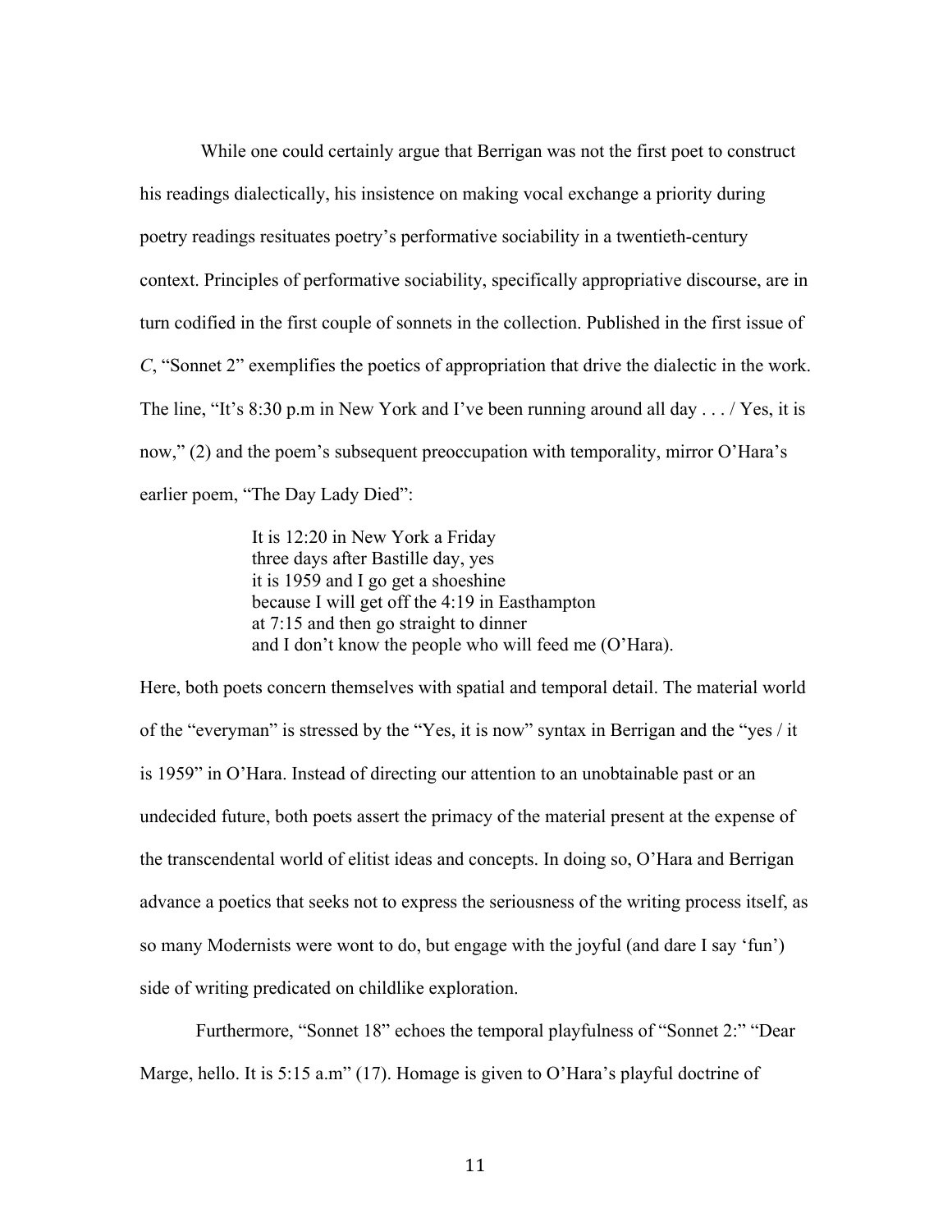While one could certainly argue that Berrigan was not the first poet to construct his readings dialectically, his insistence on making vocal exchange a priority during poetry readings resituates poetry's performative sociability in a twentieth-century context. Principles of performative sociability, specifically appropriative discourse, are in turn codified in the first couple of sonnets in the collection. Published in the first issue of *C*, "Sonnet 2" exemplifies the poetics of appropriation that drive the dialectic in the work. The line, "It's 8:30 p.m in New York and I've been running around all day . . . / Yes, it is now," (2) and the poem's subsequent preoccupation with temporality, mirror O'Hara's earlier poem, "The Day Lady Died":

> It is 12:20 in New York a Friday
> three days after Bastille day, yes
> it is 1959 and I go get a shoeshine
> because I will get off the 4:19 in Easthampton
> at 7:15 and then go straight to dinner
> and I don't know the people who will feed me (O'Hara).

Here, both poets concern themselves with spatial and temporal detail. The material world of the "everyman" is stressed by the "Yes, it is now" syntax in Berrigan and the "yes / it is 1959" in O'Hara. Instead of directing our attention to an unobtainable past or an undecided future, both poets assert the primacy of the material present at the expense of the transcendental world of elitist ideas and concepts. In doing so, O'Hara and Berrigan advance a poetics that seeks not to express the seriousness of the writing process itself, as so many Modernists were wont to do, but engage with the joyful (and dare I say 'fun') side of writing predicated on childlike exploration.

Furthermore, "Sonnet 18" echoes the temporal playfulness of "Sonnet 2:" "Dear Marge, hello. It is 5:15 a.m" (17). Homage is given to O'Hara's playful doctrine of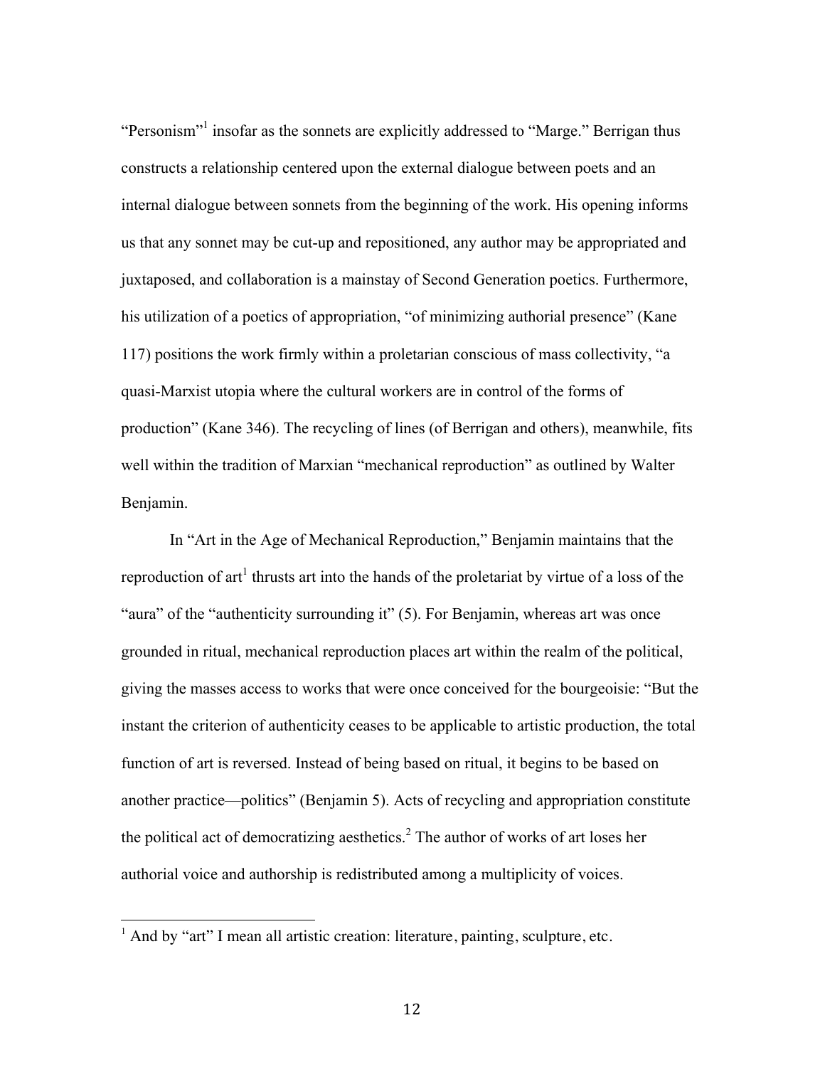"Personism"[1] insofar as the sonnets are explicitly addressed to "Marge." Berrigan thus constructs a relationship centered upon the external dialogue between poets and an internal dialogue between sonnets from the beginning of the work. His opening informs us that any sonnet may be cut-up and repositioned, any author may be appropriated and juxtaposed, and collaboration is a mainstay of Second Generation poetics. Furthermore, his utilization of a poetics of appropriation, "of minimizing authorial presence" (Kane 117) positions the work firmly within a proletarian conscious of mass collectivity, "a quasi-Marxist utopia where the cultural workers are in control of the forms of production" (Kane 346). The recycling of lines (of Berrigan and others), meanwhile, fits well within the tradition of Marxian "mechanical reproduction" as outlined by Walter Benjamin.

In "Art in the Age of Mechanical Reproduction," Benjamin maintains that the reproduction of art[1] thrusts art into the hands of the proletariat by virtue of a loss of the "aura" of the "authenticity surrounding it" (5). For Benjamin, whereas art was once grounded in ritual, mechanical reproduction places art within the realm of the political, giving the masses access to works that were once conceived for the bourgeoisie: "But the instant the criterion of authenticity ceases to be applicable to artistic production, the total function of art is reversed. Instead of being based on ritual, it begins to be based on another practice—politics" (Benjamin 5). Acts of recycling and appropriation constitute the political act of democratizing aesthetics.[2] The author of works of art loses her authorial voice and authorship is redistributed among a multiplicity of voices.

---

[1] And by "art" I mean all artistic creation: literature, painting, sculpture, etc.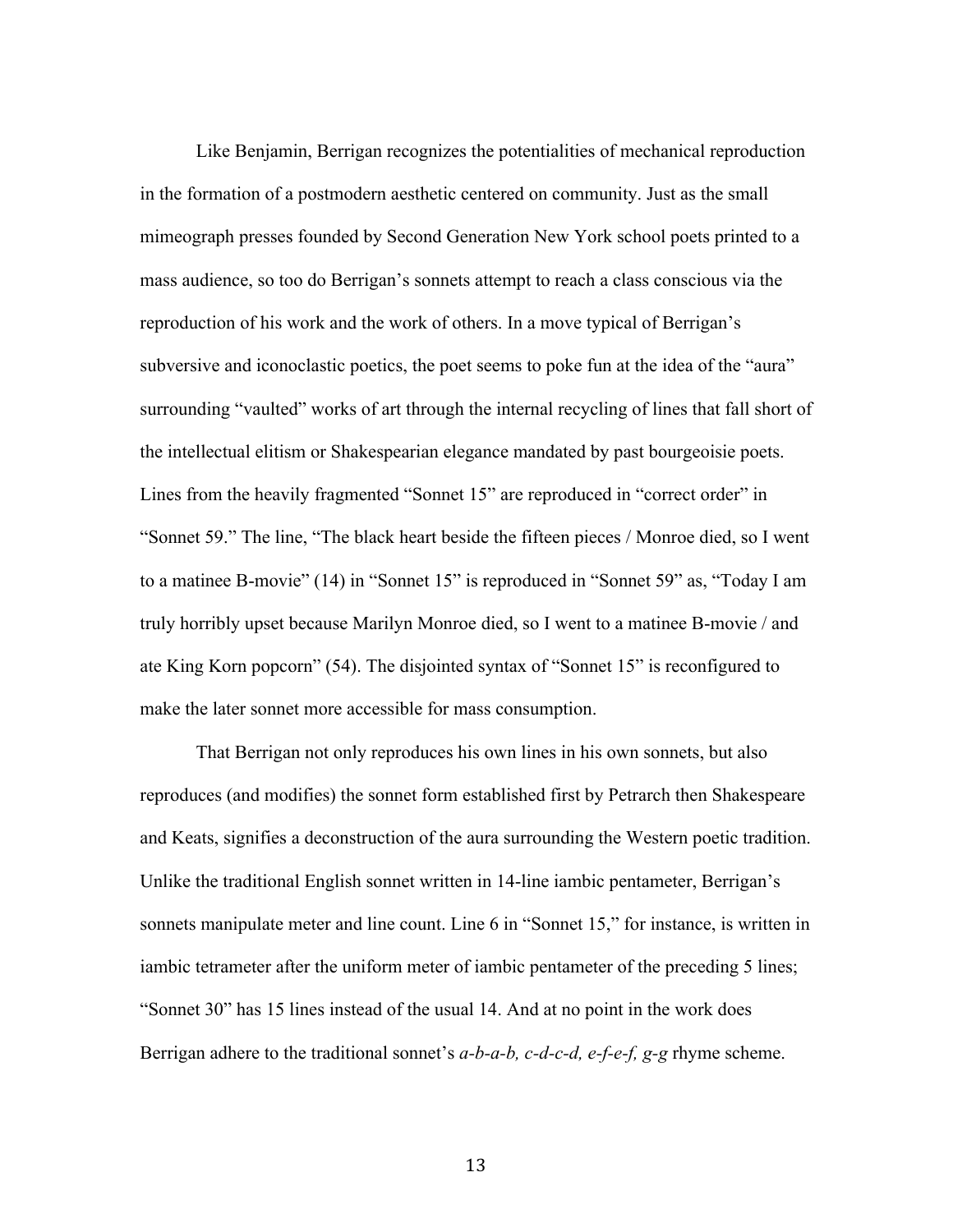Like Benjamin, Berrigan recognizes the potentialities of mechanical reproduction in the formation of a postmodern aesthetic centered on community. Just as the small mimeograph presses founded by Second Generation New York school poets printed to a mass audience, so too do Berrigan's sonnets attempt to reach a class conscious via the reproduction of his work and the work of others. In a move typical of Berrigan's subversive and iconoclastic poetics, the poet seems to poke fun at the idea of the "aura" surrounding "vaulted" works of art through the internal recycling of lines that fall short of the intellectual elitism or Shakespearian elegance mandated by past bourgeoisie poets. Lines from the heavily fragmented "Sonnet 15" are reproduced in "correct order" in "Sonnet 59." The line, "The black heart beside the fifteen pieces / Monroe died, so I went to a matinee B-movie" (14) in "Sonnet 15" is reproduced in "Sonnet 59" as, "Today I am truly horribly upset because Marilyn Monroe died, so I went to a matinee B-movie / and ate King Korn popcorn" (54). The disjointed syntax of "Sonnet 15" is reconfigured to make the later sonnet more accessible for mass consumption.

That Berrigan not only reproduces his own lines in his own sonnets, but also reproduces (and modifies) the sonnet form established first by Petrarch then Shakespeare and Keats, signifies a deconstruction of the aura surrounding the Western poetic tradition. Unlike the traditional English sonnet written in 14-line iambic pentameter, Berrigan's sonnets manipulate meter and line count. Line 6 in "Sonnet 15," for instance, is written in iambic tetrameter after the uniform meter of iambic pentameter of the preceding 5 lines; "Sonnet 30" has 15 lines instead of the usual 14. And at no point in the work does Berrigan adhere to the traditional sonnet's *a-b-a-b, c-d-c-d, e-f-e-f, g-g* rhyme scheme.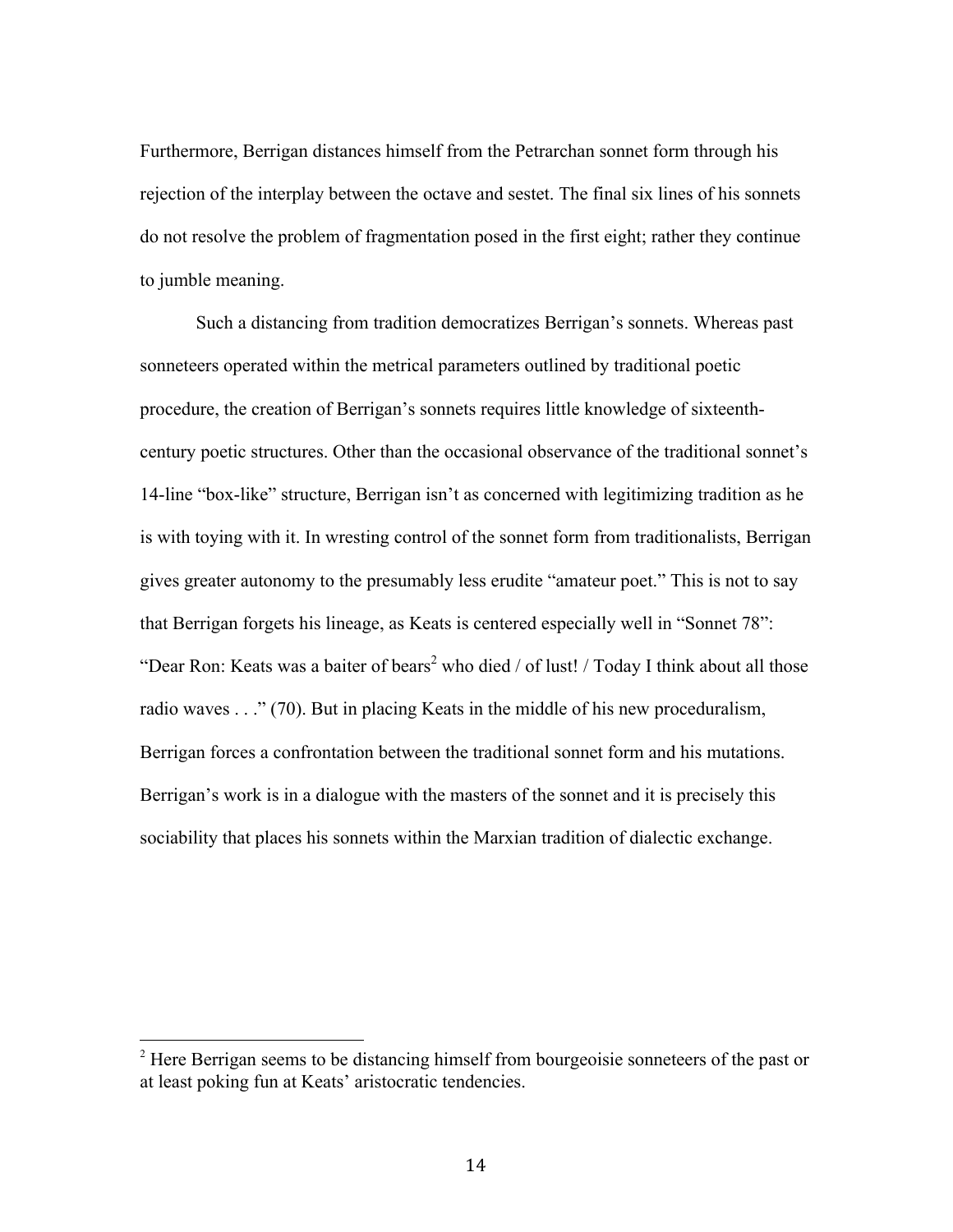Furthermore, Berrigan distances himself from the Petrarchan sonnet form through his rejection of the interplay between the octave and sestet. The final six lines of his sonnets do not resolve the problem of fragmentation posed in the first eight; rather they continue to jumble meaning.

Such a distancing from tradition democratizes Berrigan's sonnets. Whereas past sonneteers operated within the metrical parameters outlined by traditional poetic procedure, the creation of Berrigan's sonnets requires little knowledge of sixteenth-century poetic structures. Other than the occasional observance of the traditional sonnet's 14-line "box-like" structure, Berrigan isn't as concerned with legitimizing tradition as he is with toying with it. In wresting control of the sonnet form from traditionalists, Berrigan gives greater autonomy to the presumably less erudite "amateur poet." This is not to say that Berrigan forgets his lineage, as Keats is centered especially well in "Sonnet 78": "Dear Ron: Keats was a baiter of bears[2] who died / of lust! / Today I think about all those radio waves . . ." (70). But in placing Keats in the middle of his new proceduralism, Berrigan forces a confrontation between the traditional sonnet form and his mutations. Berrigan's work is in a dialogue with the masters of the sonnet and it is precisely this sociability that places his sonnets within the Marxian tradition of dialectic exchange.

[2] Here Berrigan seems to be distancing himself from bourgeoisie sonneteers of the past or at least poking fun at Keats' aristocratic tendencies.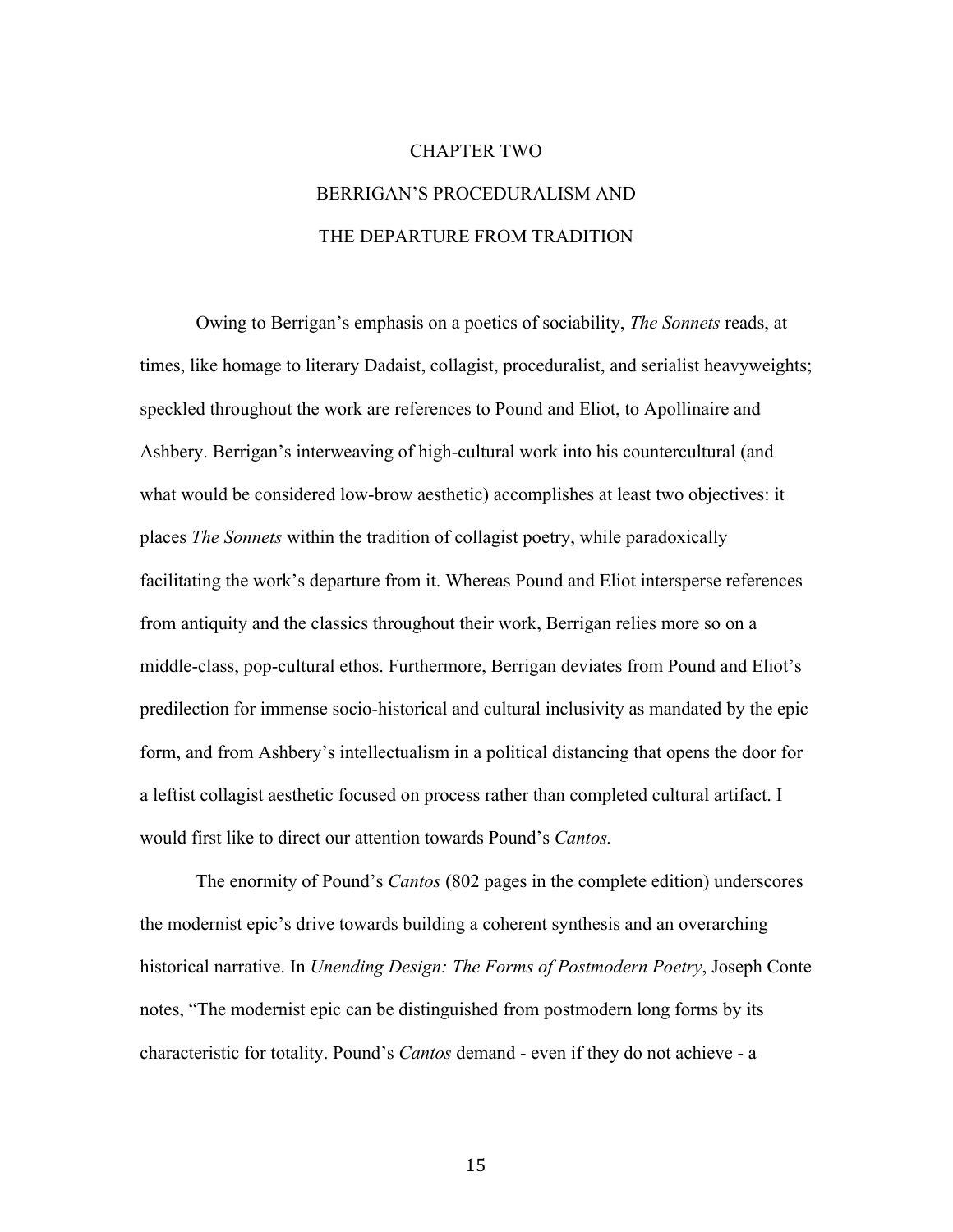# CHAPTER TWO

# BERRIGAN'S PROCEDURALISM AND

# THE DEPARTURE FROM TRADITION

Owing to Berrigan's emphasis on a poetics of sociability, *The Sonnets* reads, at times, like homage to literary Dadaist, collagist, proceduralist, and serialist heavyweights; speckled throughout the work are references to Pound and Eliot, to Apollinaire and Ashbery. Berrigan's interweaving of high-cultural work into his countercultural (and what would be considered low-brow aesthetic) accomplishes at least two objectives: it places *The Sonnets* within the tradition of collagist poetry, while paradoxically facilitating the work's departure from it. Whereas Pound and Eliot intersperse references from antiquity and the classics throughout their work, Berrigan relies more so on a middle-class, pop-cultural ethos. Furthermore, Berrigan deviates from Pound and Eliot's predilection for immense socio-historical and cultural inclusivity as mandated by the epic form, and from Ashbery's intellectualism in a political distancing that opens the door for a leftist collagist aesthetic focused on process rather than completed cultural artifact. I would first like to direct our attention towards Pound's *Cantos.*

The enormity of Pound's *Cantos* (802 pages in the complete edition) underscores the modernist epic's drive towards building a coherent synthesis and an overarching historical narrative. In *Unending Design: The Forms of Postmodern Poetry*, Joseph Conte notes, "The modernist epic can be distinguished from postmodern long forms by its characteristic for totality. Pound's *Cantos* demand - even if they do not achieve - a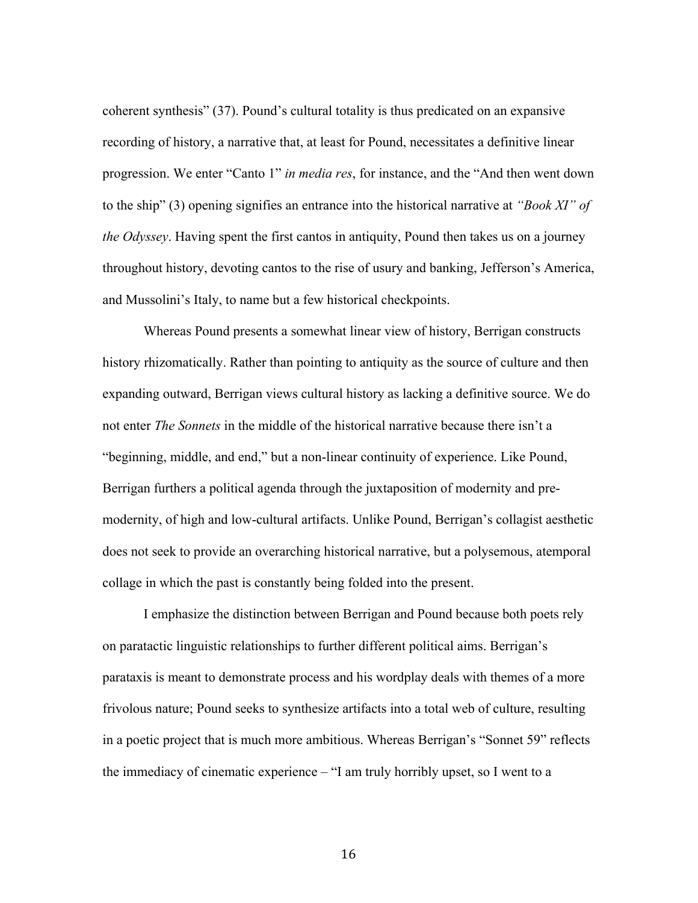coherent synthesis" (37). Pound's cultural totality is thus predicated on an expansive recording of history, a narrative that, at least for Pound, necessitates a definitive linear progression. We enter "Canto 1" *in media res*, for instance, and the "And then went down to the ship" (3) opening signifies an entrance into the historical narrative at *"Book XI" of the Odyssey*. Having spent the first cantos in antiquity, Pound then takes us on a journey throughout history, devoting cantos to the rise of usury and banking, Jefferson's America, and Mussolini's Italy, to name but a few historical checkpoints.

Whereas Pound presents a somewhat linear view of history, Berrigan constructs history rhizomatically. Rather than pointing to antiquity as the source of culture and then expanding outward, Berrigan views cultural history as lacking a definitive source. We do not enter *The Sonnets* in the middle of the historical narrative because there isn't a "beginning, middle, and end," but a non-linear continuity of experience. Like Pound, Berrigan furthers a political agenda through the juxtaposition of modernity and pre-modernity, of high and low-cultural artifacts. Unlike Pound, Berrigan's collagist aesthetic does not seek to provide an overarching historical narrative, but a polysemous, atemporal collage in which the past is constantly being folded into the present.

I emphasize the distinction between Berrigan and Pound because both poets rely on paratactic linguistic relationships to further different political aims. Berrigan's parataxis is meant to demonstrate process and his wordplay deals with themes of a more frivolous nature; Pound seeks to synthesize artifacts into a total web of culture, resulting in a poetic project that is much more ambitious. Whereas Berrigan's "Sonnet 59" reflects the immediacy of cinematic experience – "I am truly horribly upset, so I went to a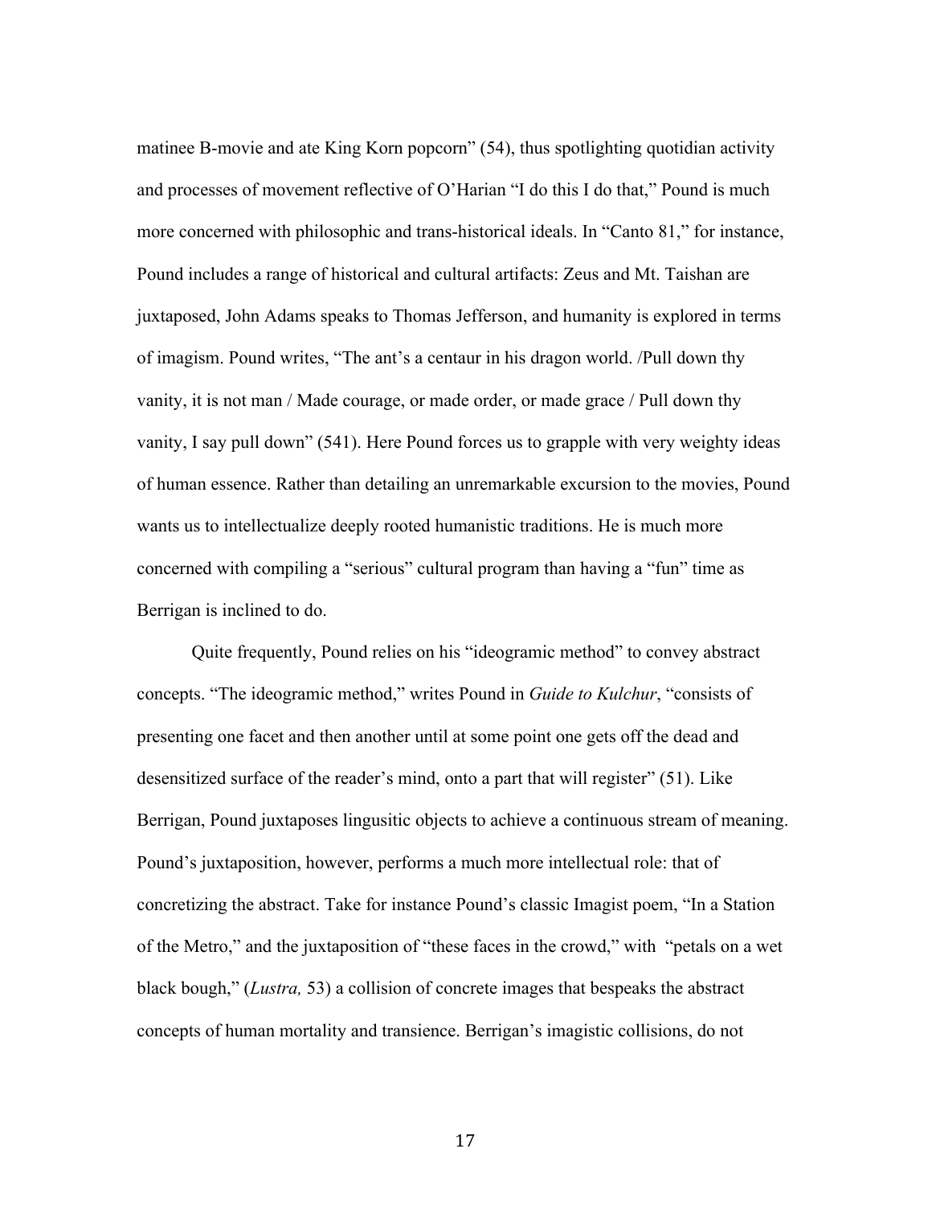matinee B-movie and ate King Korn popcorn" (54), thus spotlighting quotidian activity and processes of movement reflective of O'Harian "I do this I do that," Pound is much more concerned with philosophic and trans-historical ideals. In "Canto 81," for instance, Pound includes a range of historical and cultural artifacts: Zeus and Mt. Taishan are juxtaposed, John Adams speaks to Thomas Jefferson, and humanity is explored in terms of imagism. Pound writes, "The ant's a centaur in his dragon world. /Pull down thy vanity, it is not man / Made courage, or made order, or made grace / Pull down thy vanity, I say pull down" (541). Here Pound forces us to grapple with very weighty ideas of human essence. Rather than detailing an unremarkable excursion to the movies, Pound wants us to intellectualize deeply rooted humanistic traditions. He is much more concerned with compiling a "serious" cultural program than having a "fun" time as Berrigan is inclined to do.

Quite frequently, Pound relies on his "ideogramic method" to convey abstract concepts. "The ideogramic method," writes Pound in *Guide to Kulchur*, "consists of presenting one facet and then another until at some point one gets off the dead and desensitized surface of the reader's mind, onto a part that will register" (51). Like Berrigan, Pound juxtaposes lingusitic objects to achieve a continuous stream of meaning. Pound's juxtaposition, however, performs a much more intellectual role: that of concretizing the abstract. Take for instance Pound's classic Imagist poem, "In a Station of the Metro," and the juxtaposition of "these faces in the crowd," with "petals on a wet black bough," (*Lustra,* 53) a collision of concrete images that bespeaks the abstract concepts of human mortality and transience. Berrigan's imagistic collisions, do not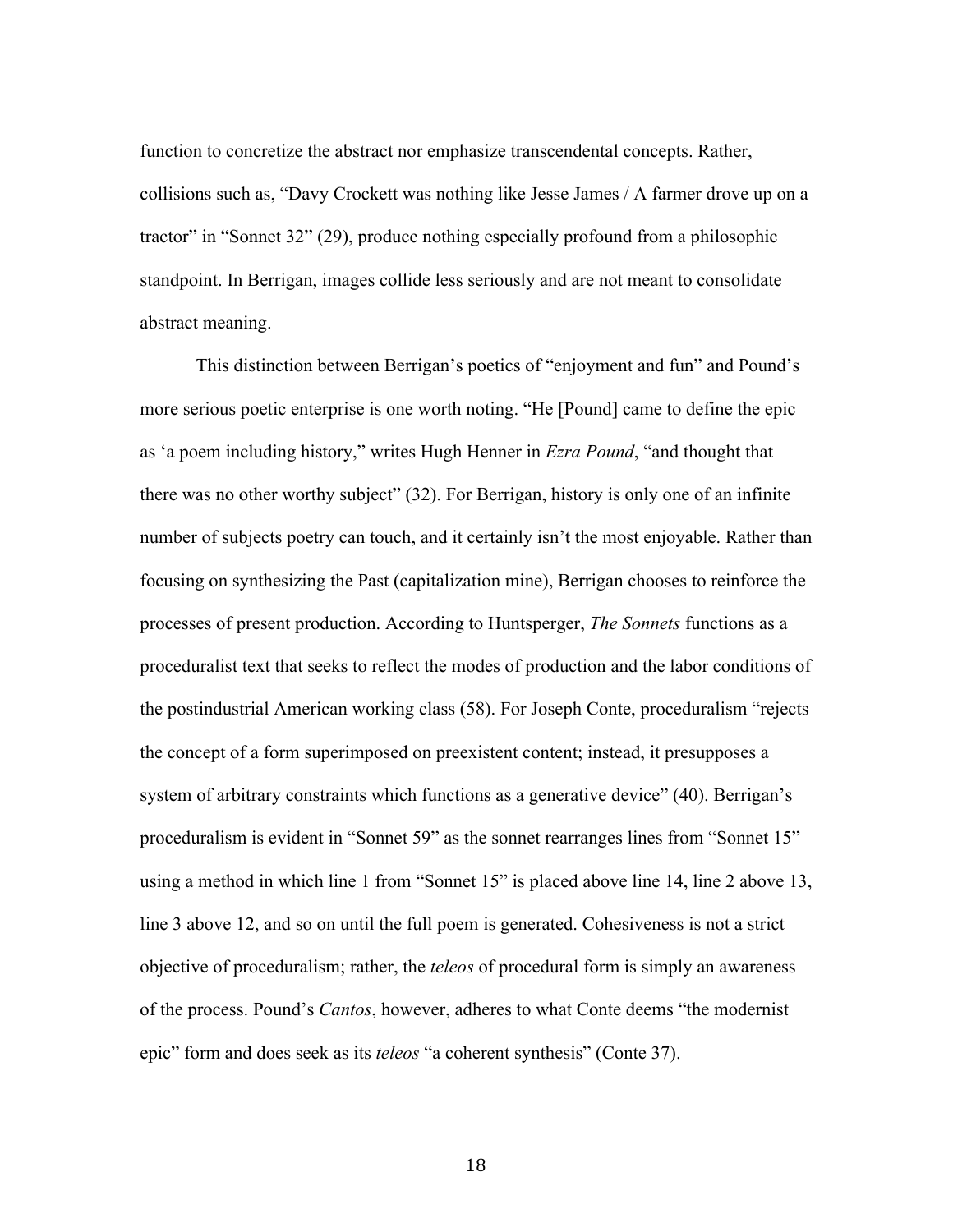function to concretize the abstract nor emphasize transcendental concepts. Rather, collisions such as, "Davy Crockett was nothing like Jesse James / A farmer drove up on a tractor" in "Sonnet 32" (29), produce nothing especially profound from a philosophic standpoint. In Berrigan, images collide less seriously and are not meant to consolidate abstract meaning.

This distinction between Berrigan's poetics of "enjoyment and fun" and Pound's more serious poetic enterprise is one worth noting. "He [Pound] came to define the epic as 'a poem including history," writes Hugh Henner in *Ezra Pound*, "and thought that there was no other worthy subject" (32). For Berrigan, history is only one of an infinite number of subjects poetry can touch, and it certainly isn't the most enjoyable. Rather than focusing on synthesizing the Past (capitalization mine), Berrigan chooses to reinforce the processes of present production. According to Huntsperger, *The Sonnets* functions as a proceduralist text that seeks to reflect the modes of production and the labor conditions of the postindustrial American working class (58). For Joseph Conte, proceduralism "rejects the concept of a form superimposed on preexistent content; instead, it presupposes a system of arbitrary constraints which functions as a generative device" (40). Berrigan's proceduralism is evident in "Sonnet 59" as the sonnet rearranges lines from "Sonnet 15" using a method in which line 1 from "Sonnet 15" is placed above line 14, line 2 above 13, line 3 above 12, and so on until the full poem is generated. Cohesiveness is not a strict objective of proceduralism; rather, the *teleos* of procedural form is simply an awareness of the process. Pound's *Cantos*, however, adheres to what Conte deems "the modernist epic" form and does seek as its *teleos* "a coherent synthesis" (Conte 37).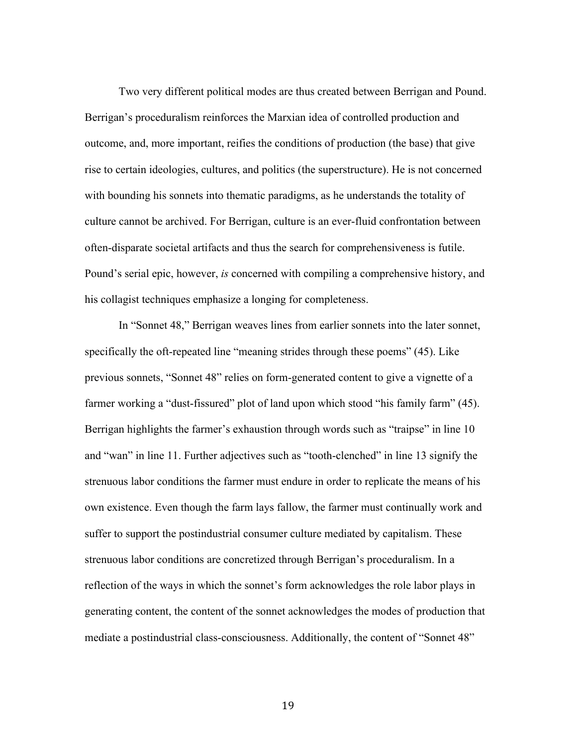Two very different political modes are thus created between Berrigan and Pound. Berrigan's proceduralism reinforces the Marxian idea of controlled production and outcome, and, more important, reifies the conditions of production (the base) that give rise to certain ideologies, cultures, and politics (the superstructure). He is not concerned with bounding his sonnets into thematic paradigms, as he understands the totality of culture cannot be archived. For Berrigan, culture is an ever-fluid confrontation between often-disparate societal artifacts and thus the search for comprehensiveness is futile. Pound's serial epic, however, *is* concerned with compiling a comprehensive history, and his collagist techniques emphasize a longing for completeness.

In "Sonnet 48," Berrigan weaves lines from earlier sonnets into the later sonnet, specifically the oft-repeated line "meaning strides through these poems" (45). Like previous sonnets, "Sonnet 48" relies on form-generated content to give a vignette of a farmer working a "dust-fissured" plot of land upon which stood "his family farm" (45). Berrigan highlights the farmer's exhaustion through words such as "traipse" in line 10 and "wan" in line 11. Further adjectives such as "tooth-clenched" in line 13 signify the strenuous labor conditions the farmer must endure in order to replicate the means of his own existence. Even though the farm lays fallow, the farmer must continually work and suffer to support the postindustrial consumer culture mediated by capitalism. These strenuous labor conditions are concretized through Berrigan's proceduralism. In a reflection of the ways in which the sonnet's form acknowledges the role labor plays in generating content, the content of the sonnet acknowledges the modes of production that mediate a postindustrial class-consciousness. Additionally, the content of "Sonnet 48"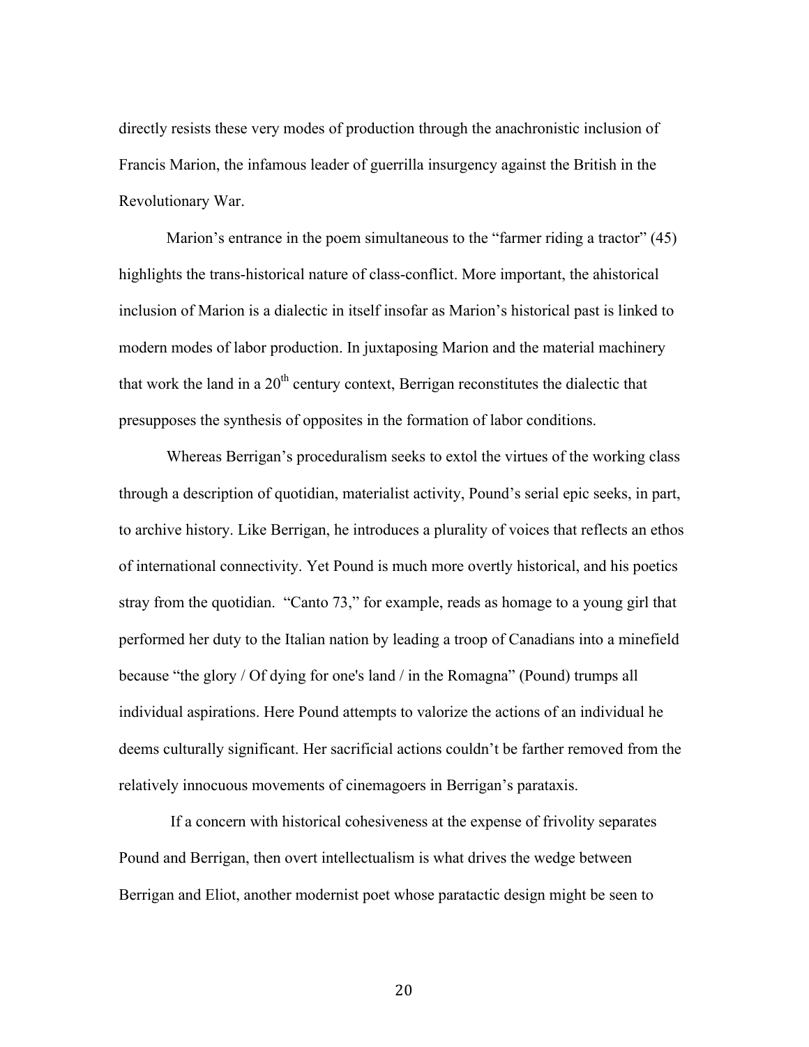directly resists these very modes of production through the anachronistic inclusion of Francis Marion, the infamous leader of guerrilla insurgency against the British in the Revolutionary War.

Marion's entrance in the poem simultaneous to the "farmer riding a tractor" (45) highlights the trans-historical nature of class-conflict. More important, the ahistorical inclusion of Marion is a dialectic in itself insofar as Marion's historical past is linked to modern modes of labor production. In juxtaposing Marion and the material machinery that work the land in a 20th century context, Berrigan reconstitutes the dialectic that presupposes the synthesis of opposites in the formation of labor conditions.

Whereas Berrigan's proceduralism seeks to extol the virtues of the working class through a description of quotidian, materialist activity, Pound's serial epic seeks, in part, to archive history. Like Berrigan, he introduces a plurality of voices that reflects an ethos of international connectivity. Yet Pound is much more overtly historical, and his poetics stray from the quotidian. "Canto 73," for example, reads as homage to a young girl that performed her duty to the Italian nation by leading a troop of Canadians into a minefield because "the glory / Of dying for one's land / in the Romagna" (Pound) trumps all individual aspirations. Here Pound attempts to valorize the actions of an individual he deems culturally significant. Her sacrificial actions couldn't be farther removed from the relatively innocuous movements of cinemagoers in Berrigan's parataxis.

If a concern with historical cohesiveness at the expense of frivolity separates Pound and Berrigan, then overt intellectualism is what drives the wedge between Berrigan and Eliot, another modernist poet whose paratactic design might be seen to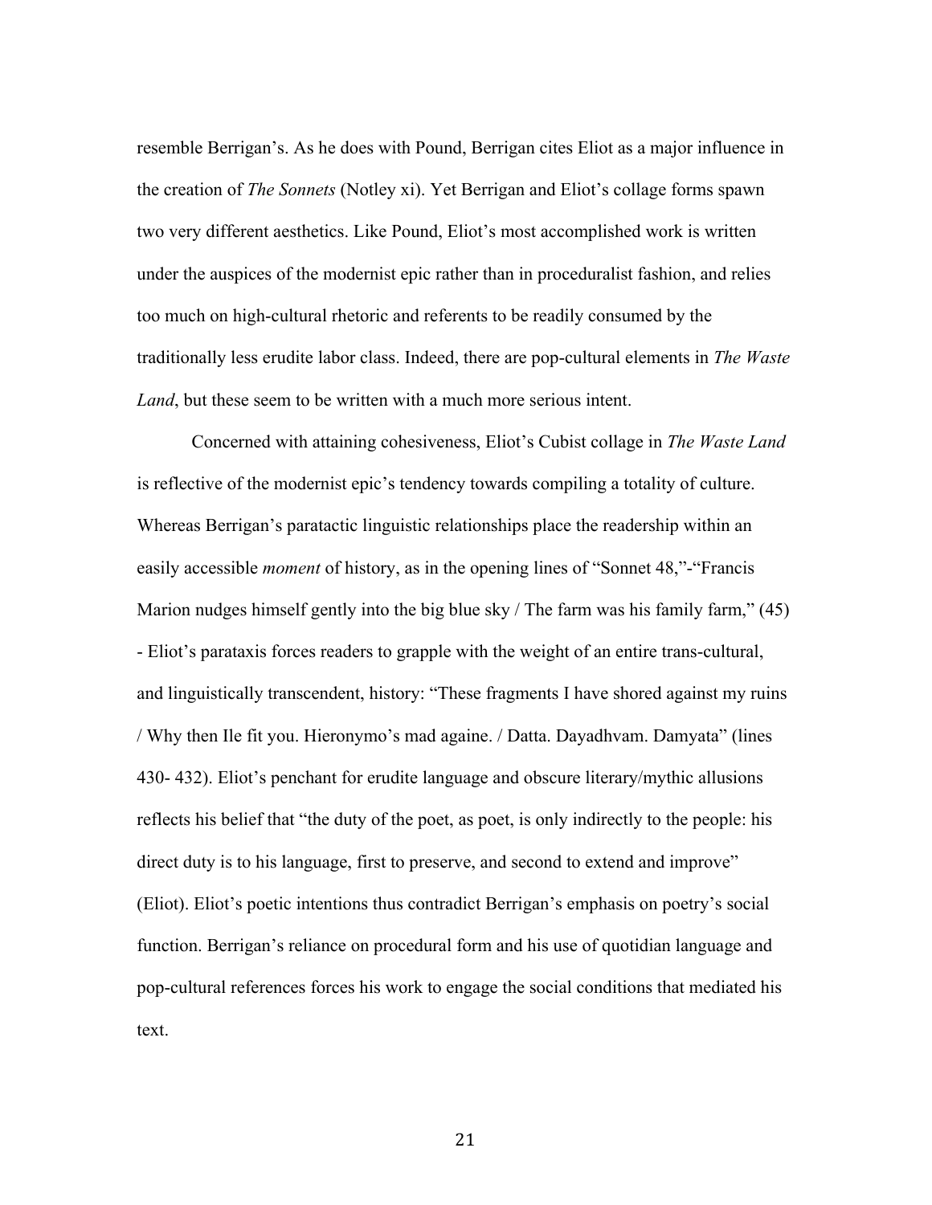resemble Berrigan's. As he does with Pound, Berrigan cites Eliot as a major influence in the creation of *The Sonnets* (Notley xi). Yet Berrigan and Eliot's collage forms spawn two very different aesthetics. Like Pound, Eliot's most accomplished work is written under the auspices of the modernist epic rather than in proceduralist fashion, and relies too much on high-cultural rhetoric and referents to be readily consumed by the traditionally less erudite labor class. Indeed, there are pop-cultural elements in *The Waste Land*, but these seem to be written with a much more serious intent.

Concerned with attaining cohesiveness, Eliot's Cubist collage in *The Waste Land* is reflective of the modernist epic's tendency towards compiling a totality of culture. Whereas Berrigan's paratactic linguistic relationships place the readership within an easily accessible *moment* of history, as in the opening lines of "Sonnet 48,"-"Francis Marion nudges himself gently into the big blue sky / The farm was his family farm," (45) - Eliot's parataxis forces readers to grapple with the weight of an entire trans-cultural, and linguistically transcendent, history: "These fragments I have shored against my ruins / Why then Ile fit you. Hieronymo's mad againe. / Datta. Dayadhvam. Damyata" (lines 430- 432). Eliot's penchant for erudite language and obscure literary/mythic allusions reflects his belief that "the duty of the poet, as poet, is only indirectly to the people: his direct duty is to his language, first to preserve, and second to extend and improve" (Eliot). Eliot's poetic intentions thus contradict Berrigan's emphasis on poetry's social function. Berrigan's reliance on procedural form and his use of quotidian language and pop-cultural references forces his work to engage the social conditions that mediated his text.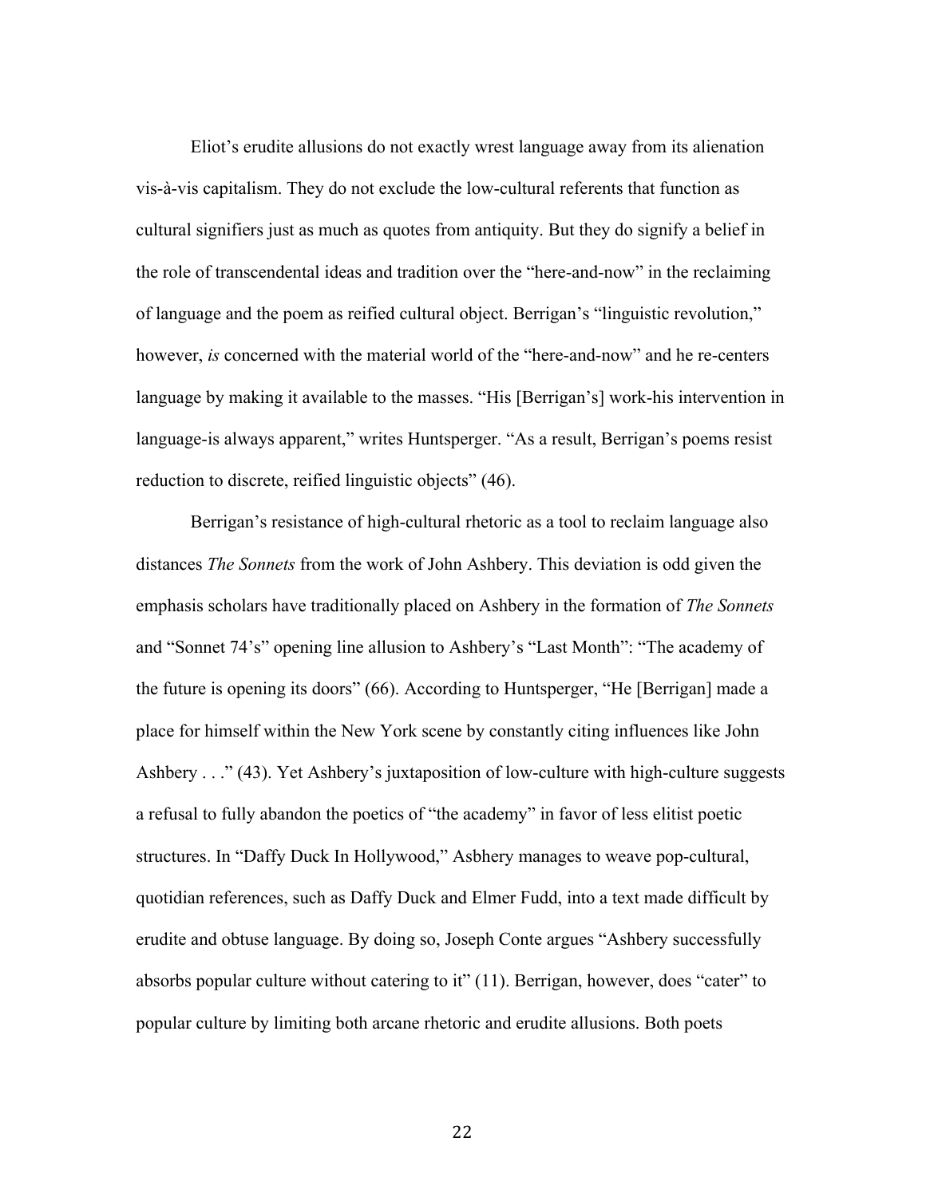Eliot's erudite allusions do not exactly wrest language away from its alienation vis-à-vis capitalism. They do not exclude the low-cultural referents that function as cultural signifiers just as much as quotes from antiquity. But they do signify a belief in the role of transcendental ideas and tradition over the "here-and-now" in the reclaiming of language and the poem as reified cultural object. Berrigan's "linguistic revolution," however, *is* concerned with the material world of the "here-and-now" and he re-centers language by making it available to the masses. "His [Berrigan's] work-his intervention in language-is always apparent," writes Huntsperger. "As a result, Berrigan's poems resist reduction to discrete, reified linguistic objects" (46).

Berrigan's resistance of high-cultural rhetoric as a tool to reclaim language also distances *The Sonnets* from the work of John Ashbery. This deviation is odd given the emphasis scholars have traditionally placed on Ashbery in the formation of *The Sonnets* and "Sonnet 74's" opening line allusion to Ashbery's "Last Month": "The academy of the future is opening its doors" (66). According to Huntsperger, "He [Berrigan] made a place for himself within the New York scene by constantly citing influences like John Ashbery . . ." (43). Yet Ashbery's juxtaposition of low-culture with high-culture suggests a refusal to fully abandon the poetics of "the academy" in favor of less elitist poetic structures. In "Daffy Duck In Hollywood," Asbhery manages to weave pop-cultural, quotidian references, such as Daffy Duck and Elmer Fudd, into a text made difficult by erudite and obtuse language. By doing so, Joseph Conte argues "Ashbery successfully absorbs popular culture without catering to it" (11). Berrigan, however, does "cater" to popular culture by limiting both arcane rhetoric and erudite allusions. Both poets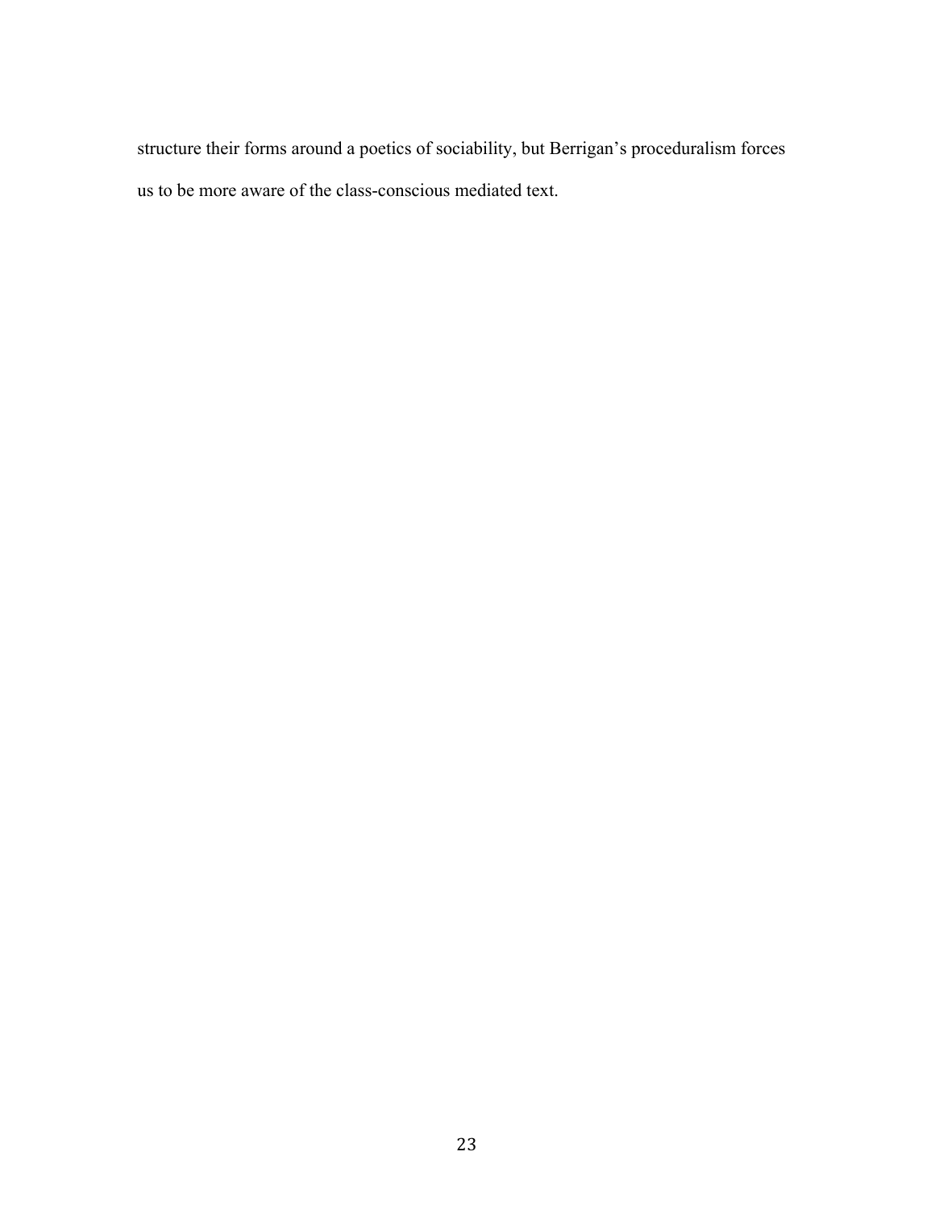structure their forms around a poetics of sociability, but Berrigan's proceduralism forces us to be more aware of the class-conscious mediated text.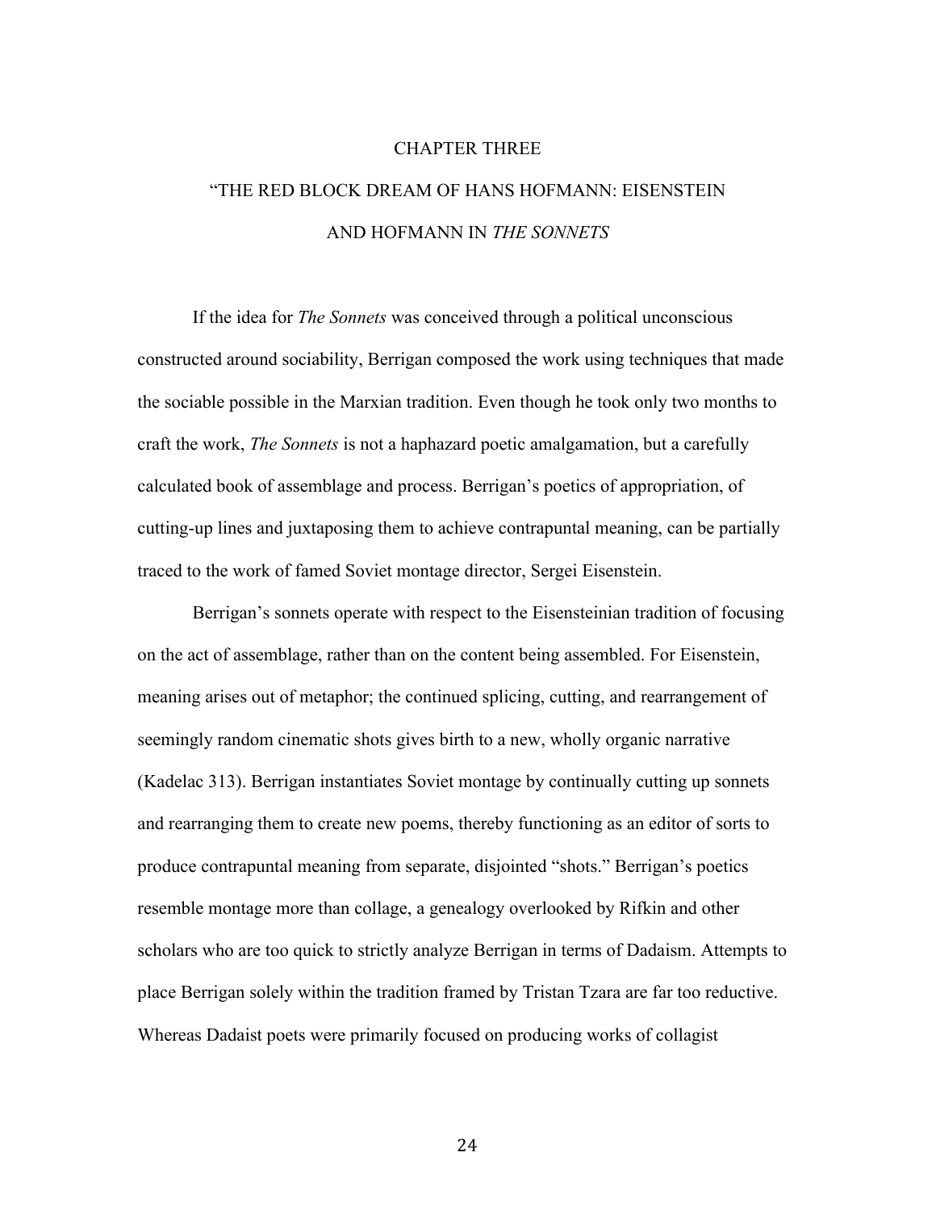# CHAPTER THREE

# "THE RED BLOCK DREAM OF HANS HOFMANN: EISENSTEIN AND HOFMANN IN *THE SONNETS*

If the idea for *The Sonnets* was conceived through a political unconscious constructed around sociability, Berrigan composed the work using techniques that made the sociable possible in the Marxian tradition. Even though he took only two months to craft the work, *The Sonnets* is not a haphazard poetic amalgamation, but a carefully calculated book of assemblage and process. Berrigan's poetics of appropriation, of cutting-up lines and juxtaposing them to achieve contrapuntal meaning, can be partially traced to the work of famed Soviet montage director, Sergei Eisenstein.

Berrigan's sonnets operate with respect to the Eisensteinian tradition of focusing on the act of assemblage, rather than on the content being assembled. For Eisenstein, meaning arises out of metaphor; the continued splicing, cutting, and rearrangement of seemingly random cinematic shots gives birth to a new, wholly organic narrative (Kadelac 313). Berrigan instantiates Soviet montage by continually cutting up sonnets and rearranging them to create new poems, thereby functioning as an editor of sorts to produce contrapuntal meaning from separate, disjointed "shots." Berrigan's poetics resemble montage more than collage, a genealogy overlooked by Rifkin and other scholars who are too quick to strictly analyze Berrigan in terms of Dadaism. Attempts to place Berrigan solely within the tradition framed by Tristan Tzara are far too reductive. Whereas Dadaist poets were primarily focused on producing works of collagist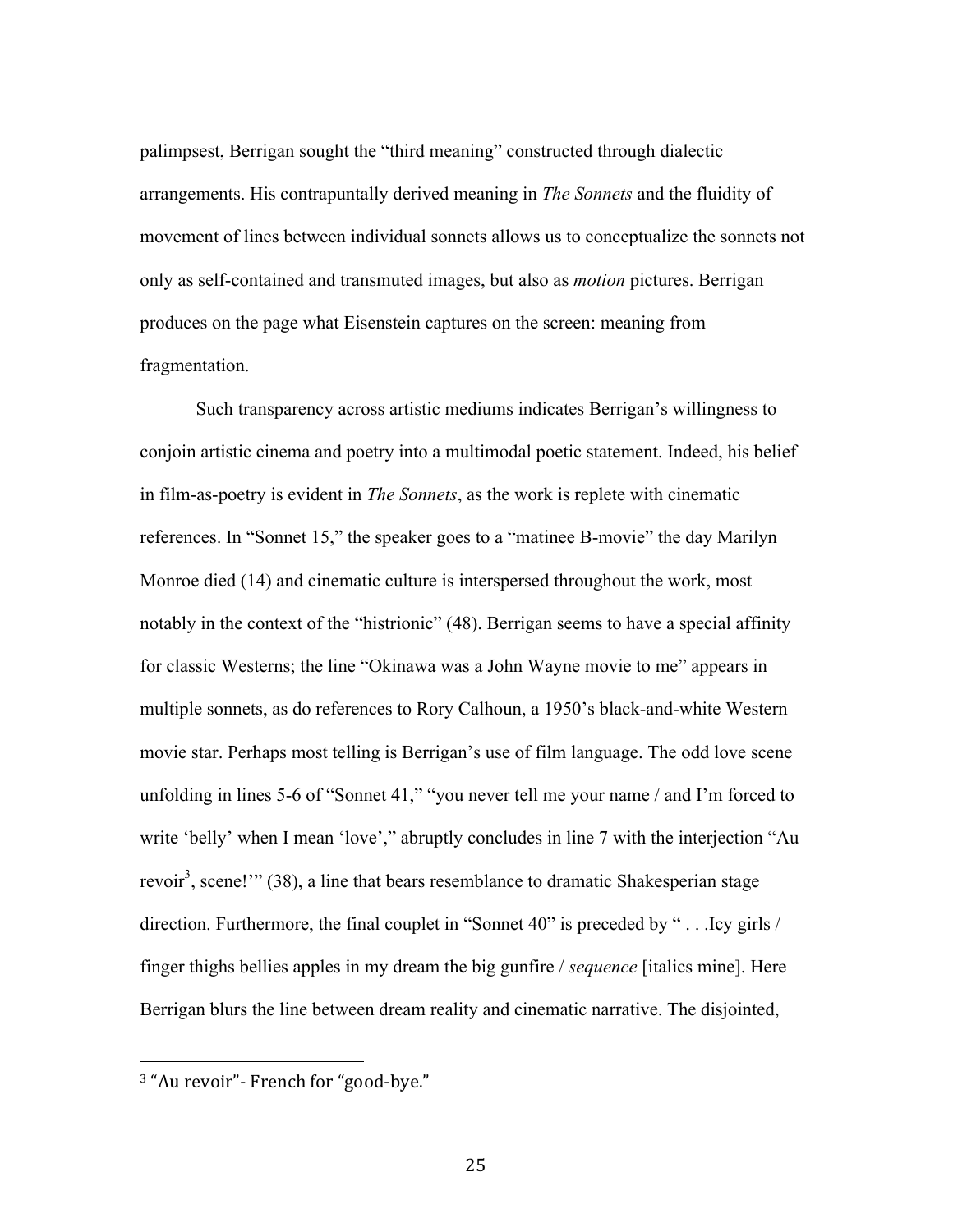palimpsest, Berrigan sought the "third meaning" constructed through dialectic arrangements. His contrapuntally derived meaning in *The Sonnets* and the fluidity of movement of lines between individual sonnets allows us to conceptualize the sonnets not only as self-contained and transmuted images, but also as *motion* pictures. Berrigan produces on the page what Eisenstein captures on the screen: meaning from fragmentation.

Such transparency across artistic mediums indicates Berrigan's willingness to conjoin artistic cinema and poetry into a multimodal poetic statement. Indeed, his belief in film-as-poetry is evident in *The Sonnets*, as the work is replete with cinematic references. In "Sonnet 15," the speaker goes to a "matinee B-movie" the day Marilyn Monroe died (14) and cinematic culture is interspersed throughout the work, most notably in the context of the "histrionic" (48). Berrigan seems to have a special affinity for classic Westerns; the line "Okinawa was a John Wayne movie to me" appears in multiple sonnets, as do references to Rory Calhoun, a 1950's black-and-white Western movie star. Perhaps most telling is Berrigan's use of film language. The odd love scene unfolding in lines 5-6 of "Sonnet 41," "you never tell me your name / and I'm forced to write 'belly' when I mean 'love'," abruptly concludes in line 7 with the interjection "Au revoir[3], scene!'" (38), a line that bears resemblance to dramatic Shakesperian stage direction. Furthermore, the final couplet in "Sonnet 40" is preceded by " . . .Icy girls / finger thighs bellies apples in my dream the big gunfire / *sequence* [italics mine]. Here Berrigan blurs the line between dream reality and cinematic narrative. The disjointed,

[3] "Au revoir"- French for "good-bye."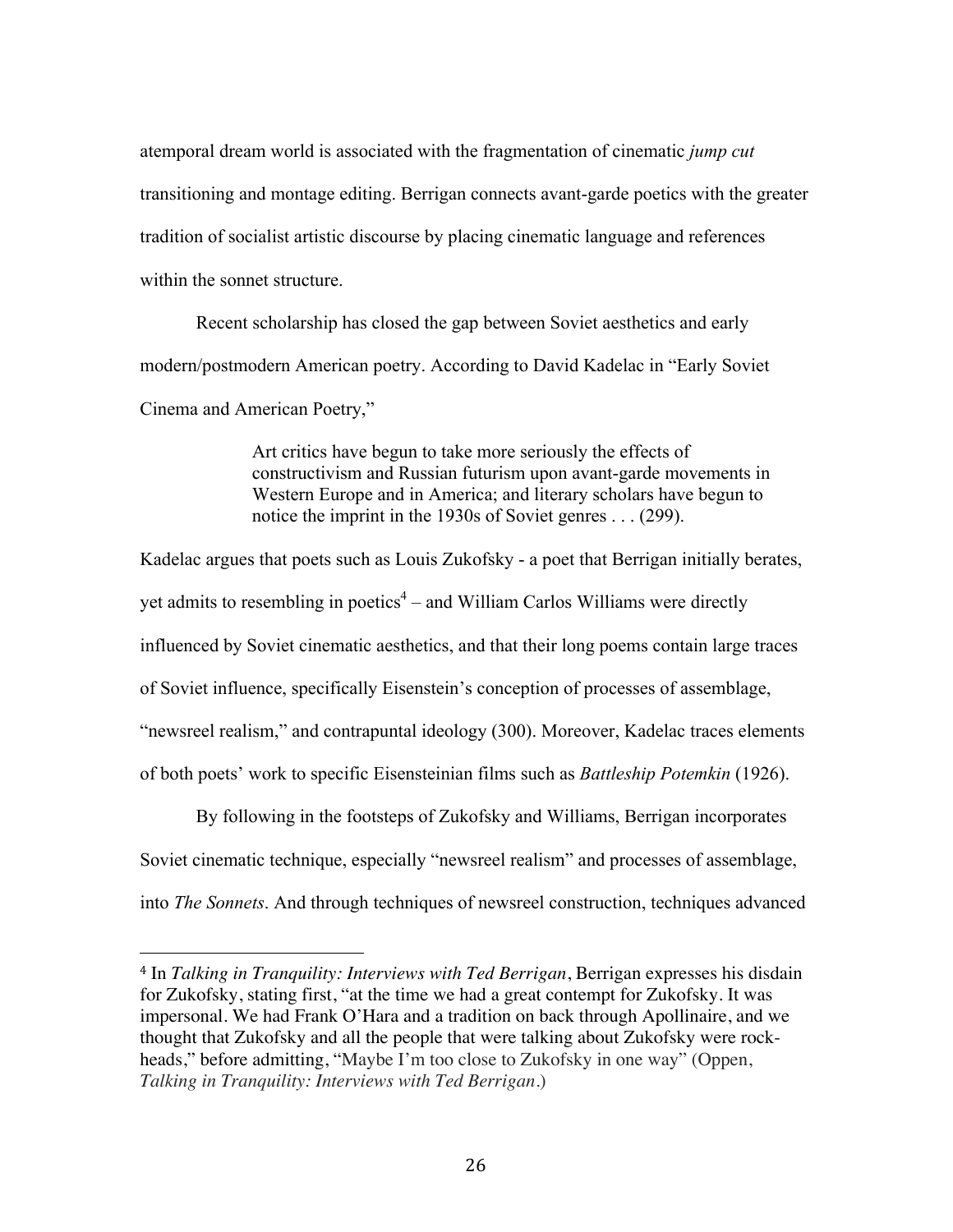atemporal dream world is associated with the fragmentation of cinematic *jump cut* transitioning and montage editing. Berrigan connects avant-garde poetics with the greater tradition of socialist artistic discourse by placing cinematic language and references within the sonnet structure.

Recent scholarship has closed the gap between Soviet aesthetics and early modern/postmodern American poetry. According to David Kadelac in "Early Soviet Cinema and American Poetry,"

> Art critics have begun to take more seriously the effects of constructivism and Russian futurism upon avant-garde movements in Western Europe and in America; and literary scholars have begun to notice the imprint in the 1930s of Soviet genres . . . (299).

Kadelac argues that poets such as Louis Zukofsky - a poet that Berrigan initially berates, yet admits to resembling in poetics[4] – and William Carlos Williams were directly influenced by Soviet cinematic aesthetics, and that their long poems contain large traces of Soviet influence, specifically Eisenstein's conception of processes of assemblage, "newsreel realism," and contrapuntal ideology (300). Moreover, Kadelac traces elements of both poets' work to specific Eisensteinian films such as *Battleship Potemkin* (1926).

By following in the footsteps of Zukofsky and Williams, Berrigan incorporates Soviet cinematic technique, especially "newsreel realism" and processes of assemblage, into *The Sonnets*. And through techniques of newsreel construction, techniques advanced

---

[4] In *Talking in Tranquility: Interviews with Ted Berrigan*, Berrigan expresses his disdain for Zukofsky, stating first, "at the time we had a great contempt for Zukofsky. It was impersonal. We had Frank O'Hara and a tradition on back through Apollinaire, and we thought that Zukofsky and all the people that were talking about Zukofsky were rock-heads," before admitting, "Maybe I'm too close to Zukofsky in one way" (Oppen, *Talking in Tranquility: Interviews with Ted Berrigan*.)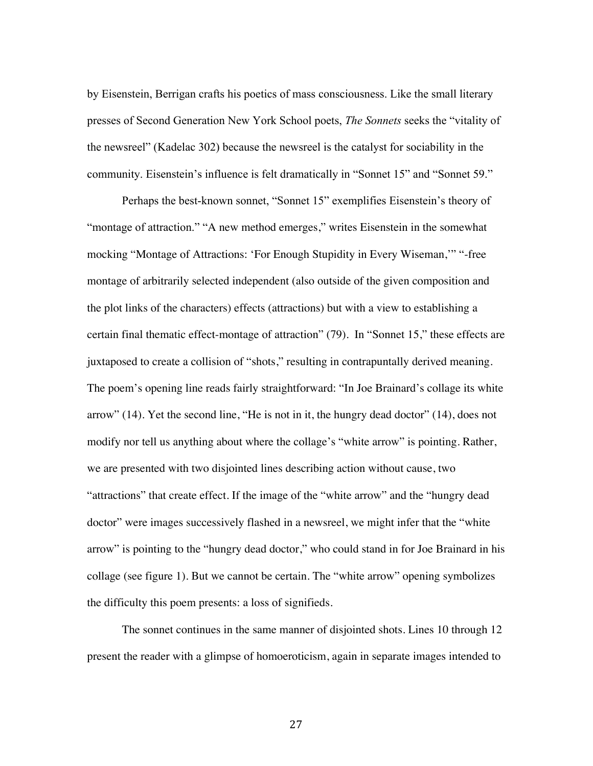by Eisenstein, Berrigan crafts his poetics of mass consciousness. Like the small literary presses of Second Generation New York School poets, *The Sonnets* seeks the "vitality of the newsreel" (Kadelac 302) because the newsreel is the catalyst for sociability in the community. Eisenstein's influence is felt dramatically in "Sonnet 15" and "Sonnet 59."

Perhaps the best-known sonnet, "Sonnet 15" exemplifies Eisenstein's theory of "montage of attraction." "A new method emerges," writes Eisenstein in the somewhat mocking "Montage of Attractions: 'For Enough Stupidity in Every Wiseman,'" "-free montage of arbitrarily selected independent (also outside of the given composition and the plot links of the characters) effects (attractions) but with a view to establishing a certain final thematic effect-montage of attraction" (79). In "Sonnet 15," these effects are juxtaposed to create a collision of "shots," resulting in contrapuntally derived meaning. The poem's opening line reads fairly straightforward: "In Joe Brainard's collage its white arrow" (14). Yet the second line, "He is not in it, the hungry dead doctor" (14), does not modify nor tell us anything about where the collage's "white arrow" is pointing. Rather, we are presented with two disjointed lines describing action without cause, two "attractions" that create effect. If the image of the "white arrow" and the "hungry dead doctor" were images successively flashed in a newsreel, we might infer that the "white arrow" is pointing to the "hungry dead doctor," who could stand in for Joe Brainard in his collage (see figure 1). But we cannot be certain. The "white arrow" opening symbolizes the difficulty this poem presents: a loss of signifieds.

The sonnet continues in the same manner of disjointed shots. Lines 10 through 12 present the reader with a glimpse of homoeroticism, again in separate images intended to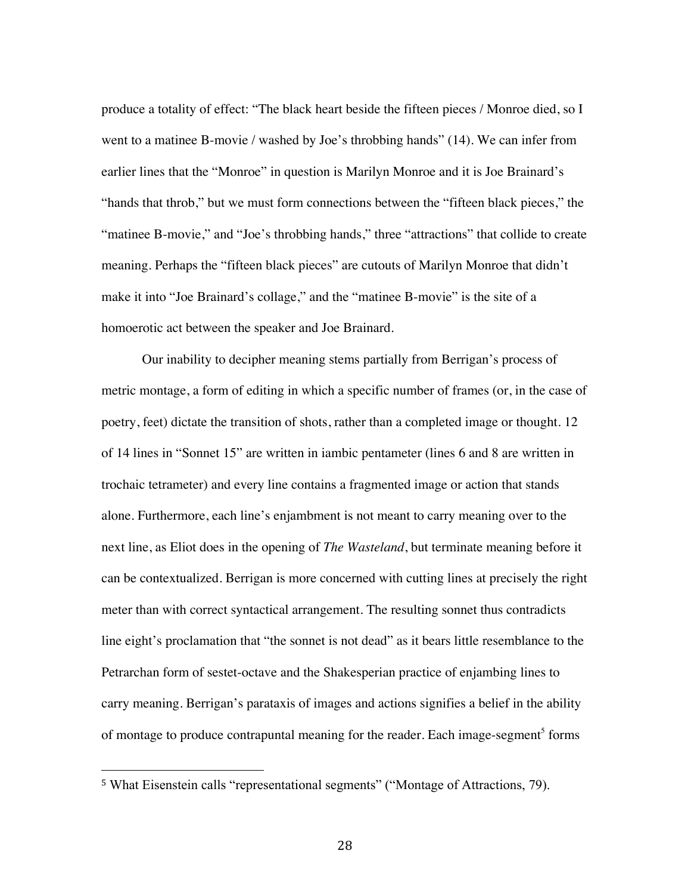produce a totality of effect: "The black heart beside the fifteen pieces / Monroe died, so I went to a matinee B-movie / washed by Joe's throbbing hands" (14). We can infer from earlier lines that the "Monroe" in question is Marilyn Monroe and it is Joe Brainard's "hands that throb," but we must form connections between the "fifteen black pieces," the "matinee B-movie," and "Joe's throbbing hands," three "attractions" that collide to create meaning. Perhaps the "fifteen black pieces" are cutouts of Marilyn Monroe that didn't make it into "Joe Brainard's collage," and the "matinee B-movie" is the site of a homoerotic act between the speaker and Joe Brainard.

Our inability to decipher meaning stems partially from Berrigan's process of metric montage, a form of editing in which a specific number of frames (or, in the case of poetry, feet) dictate the transition of shots, rather than a completed image or thought. 12 of 14 lines in "Sonnet 15" are written in iambic pentameter (lines 6 and 8 are written in trochaic tetrameter) and every line contains a fragmented image or action that stands alone. Furthermore, each line's enjambment is not meant to carry meaning over to the next line, as Eliot does in the opening of *The Wasteland*, but terminate meaning before it can be contextualized. Berrigan is more concerned with cutting lines at precisely the right meter than with correct syntactical arrangement. The resulting sonnet thus contradicts line eight's proclamation that "the sonnet is not dead" as it bears little resemblance to the Petrarchan form of sestet-octave and the Shakesperian practice of enjambing lines to carry meaning. Berrigan's parataxis of images and actions signifies a belief in the ability of montage to produce contrapuntal meaning for the reader. Each image-segment[5] forms

---

[5] What Eisenstein calls "representational segments" ("Montage of Attractions, 79).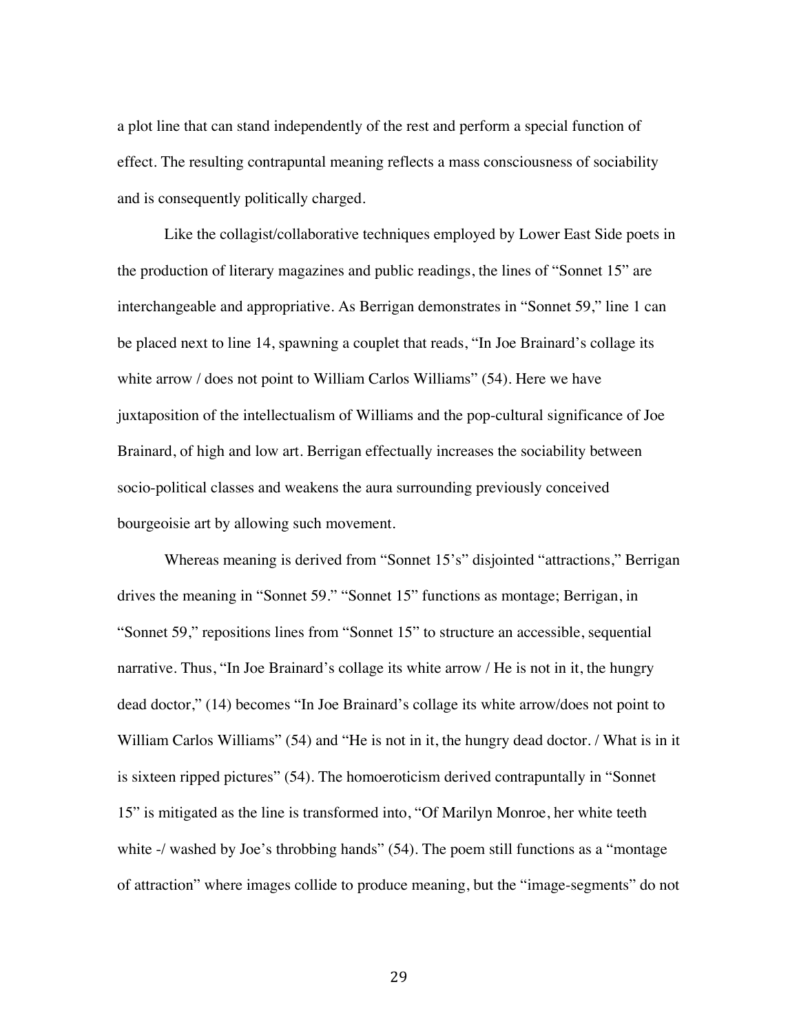a plot line that can stand independently of the rest and perform a special function of effect. The resulting contrapuntal meaning reflects a mass consciousness of sociability and is consequently politically charged.

Like the collagist/collaborative techniques employed by Lower East Side poets in the production of literary magazines and public readings, the lines of "Sonnet 15" are interchangeable and appropriative. As Berrigan demonstrates in "Sonnet 59," line 1 can be placed next to line 14, spawning a couplet that reads, "In Joe Brainard's collage its white arrow / does not point to William Carlos Williams" (54). Here we have juxtaposition of the intellectualism of Williams and the pop-cultural significance of Joe Brainard, of high and low art. Berrigan effectually increases the sociability between socio-political classes and weakens the aura surrounding previously conceived bourgeoisie art by allowing such movement.

Whereas meaning is derived from "Sonnet 15's" disjointed "attractions," Berrigan drives the meaning in "Sonnet 59." "Sonnet 15" functions as montage; Berrigan, in "Sonnet 59," repositions lines from "Sonnet 15" to structure an accessible, sequential narrative. Thus, "In Joe Brainard's collage its white arrow / He is not in it, the hungry dead doctor," (14) becomes "In Joe Brainard's collage its white arrow/does not point to William Carlos Williams" (54) and "He is not in it, the hungry dead doctor. / What is in it is sixteen ripped pictures" (54). The homoeroticism derived contrapuntally in "Sonnet 15" is mitigated as the line is transformed into, "Of Marilyn Monroe, her white teeth white -/ washed by Joe's throbbing hands" (54). The poem still functions as a "montage of attraction" where images collide to produce meaning, but the "image-segments" do not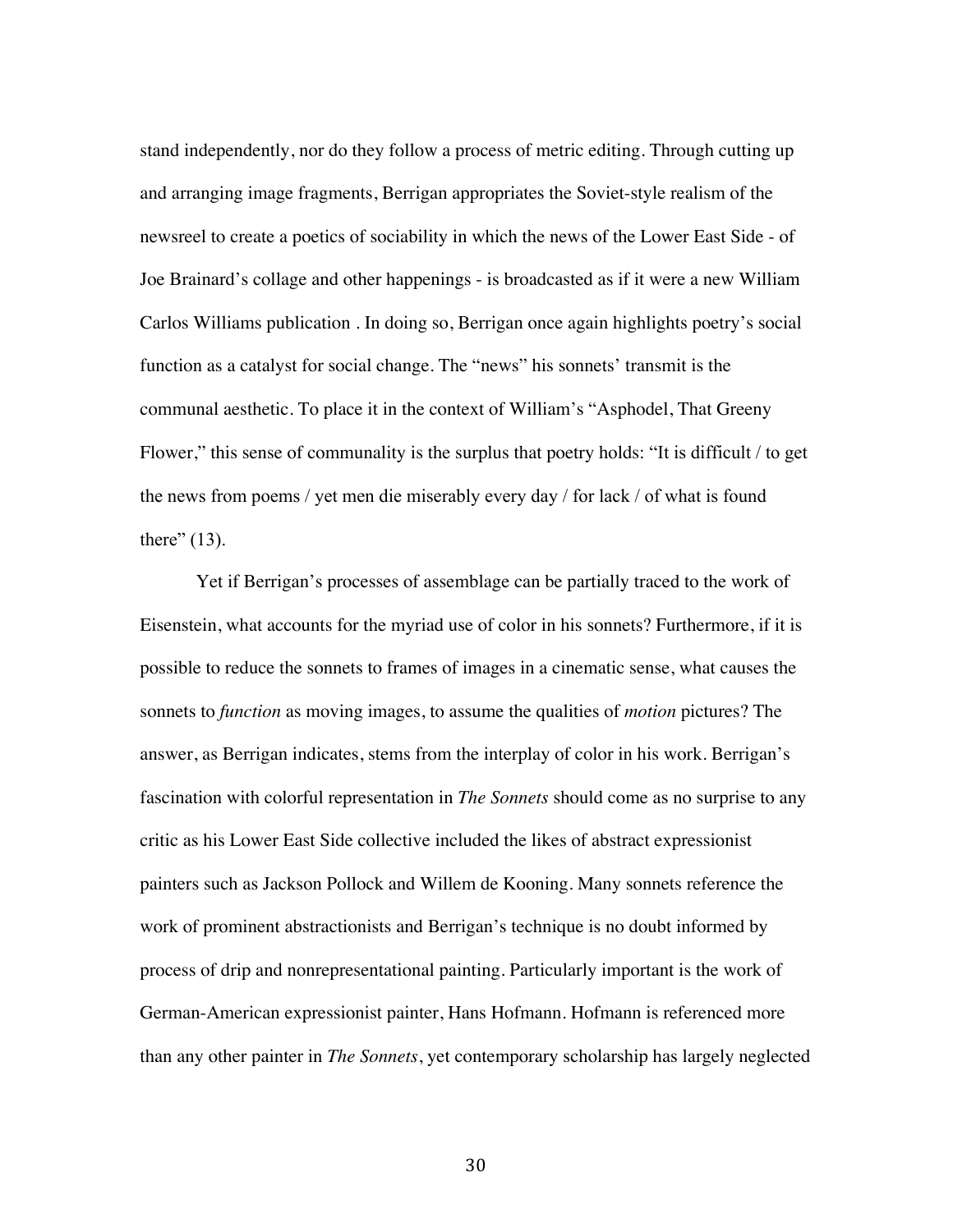stand independently, nor do they follow a process of metric editing. Through cutting up and arranging image fragments, Berrigan appropriates the Soviet-style realism of the newsreel to create a poetics of sociability in which the news of the Lower East Side - of Joe Brainard's collage and other happenings - is broadcasted as if it were a new William Carlos Williams publication . In doing so, Berrigan once again highlights poetry's social function as a catalyst for social change. The "news" his sonnets' transmit is the communal aesthetic. To place it in the context of William's "Asphodel, That Greeny Flower," this sense of communality is the surplus that poetry holds: "It is difficult / to get the news from poems / yet men die miserably every day / for lack / of what is found there" (13).

Yet if Berrigan's processes of assemblage can be partially traced to the work of Eisenstein, what accounts for the myriad use of color in his sonnets? Furthermore, if it is possible to reduce the sonnets to frames of images in a cinematic sense, what causes the sonnets to *function* as moving images, to assume the qualities of *motion* pictures? The answer, as Berrigan indicates, stems from the interplay of color in his work. Berrigan's fascination with colorful representation in *The Sonnets* should come as no surprise to any critic as his Lower East Side collective included the likes of abstract expressionist painters such as Jackson Pollock and Willem de Kooning. Many sonnets reference the work of prominent abstractionists and Berrigan's technique is no doubt informed by process of drip and nonrepresentational painting. Particularly important is the work of German-American expressionist painter, Hans Hofmann. Hofmann is referenced more than any other painter in *The Sonnets*, yet contemporary scholarship has largely neglected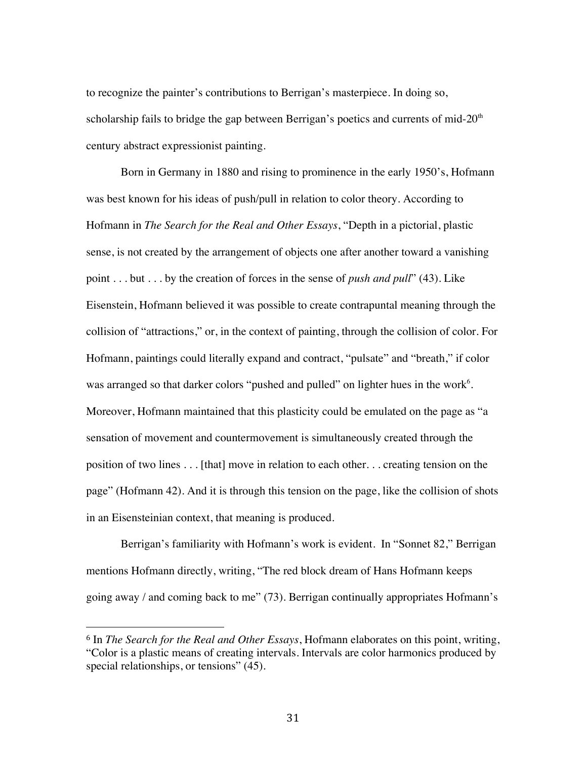to recognize the painter's contributions to Berrigan's masterpiece. In doing so, scholarship fails to bridge the gap between Berrigan's poetics and currents of mid-20th century abstract expressionist painting.

Born in Germany in 1880 and rising to prominence in the early 1950's, Hofmann was best known for his ideas of push/pull in relation to color theory. According to Hofmann in *The Search for the Real and Other Essays*, "Depth in a pictorial, plastic sense, is not created by the arrangement of objects one after another toward a vanishing point . . . but . . . by the creation of forces in the sense of *push and pull*" (43). Like Eisenstein, Hofmann believed it was possible to create contrapuntal meaning through the collision of "attractions," or, in the context of painting, through the collision of color. For Hofmann, paintings could literally expand and contract, "pulsate" and "breath," if color was arranged so that darker colors "pushed and pulled" on lighter hues in the work[6]. Moreover, Hofmann maintained that this plasticity could be emulated on the page as "a sensation of movement and countermovement is simultaneously created through the position of two lines . . . [that] move in relation to each other. . . creating tension on the page" (Hofmann 42). And it is through this tension on the page, like the collision of shots in an Eisensteinian context, that meaning is produced.

Berrigan's familiarity with Hofmann's work is evident. In "Sonnet 82," Berrigan mentions Hofmann directly, writing, "The red block dream of Hans Hofmann keeps going away / and coming back to me" (73). Berrigan continually appropriates Hofmann's

---

[6] In *The Search for the Real and Other Essays*, Hofmann elaborates on this point, writing, "Color is a plastic means of creating intervals. Intervals are color harmonics produced by special relationships, or tensions" (45).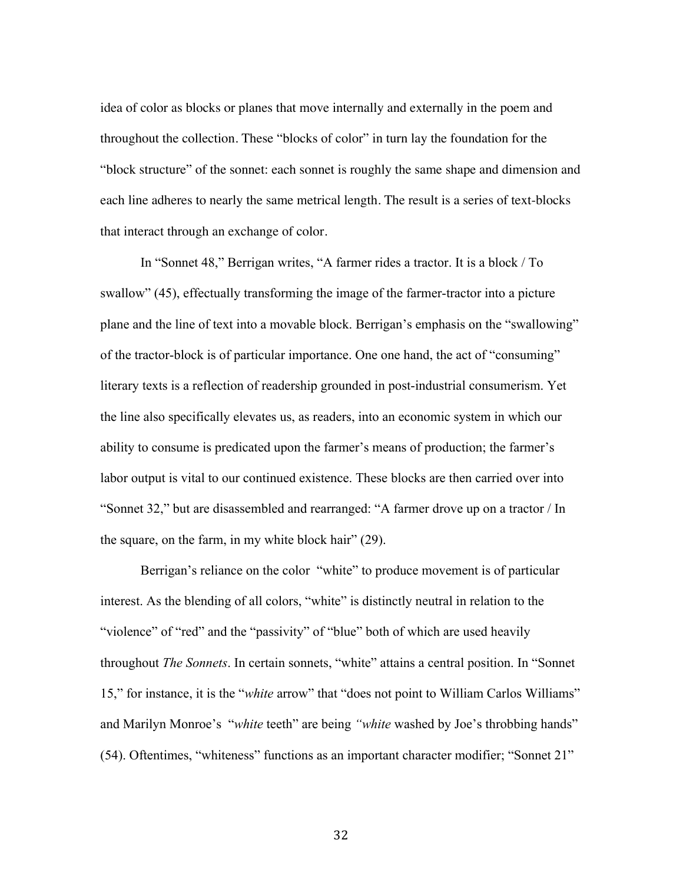idea of color as blocks or planes that move internally and externally in the poem and throughout the collection. These "blocks of color" in turn lay the foundation for the "block structure" of the sonnet: each sonnet is roughly the same shape and dimension and each line adheres to nearly the same metrical length. The result is a series of text-blocks that interact through an exchange of color.

In "Sonnet 48," Berrigan writes, "A farmer rides a tractor. It is a block / To swallow" (45), effectually transforming the image of the farmer-tractor into a picture plane and the line of text into a movable block. Berrigan's emphasis on the "swallowing" of the tractor-block is of particular importance. One one hand, the act of "consuming" literary texts is a reflection of readership grounded in post-industrial consumerism. Yet the line also specifically elevates us, as readers, into an economic system in which our ability to consume is predicated upon the farmer's means of production; the farmer's labor output is vital to our continued existence. These blocks are then carried over into "Sonnet 32," but are disassembled and rearranged: "A farmer drove up on a tractor / In the square, on the farm, in my white block hair" (29).

Berrigan's reliance on the color "white" to produce movement is of particular interest. As the blending of all colors, "white" is distinctly neutral in relation to the "violence" of "red" and the "passivity" of "blue" both of which are used heavily throughout *The Sonnets*. In certain sonnets, "white" attains a central position. In "Sonnet 15," for instance, it is the "*white* arrow" that "does not point to William Carlos Williams" and Marilyn Monroe's "*white* teeth" are being *"white* washed by Joe's throbbing hands" (54). Oftentimes, "whiteness" functions as an important character modifier; "Sonnet 21"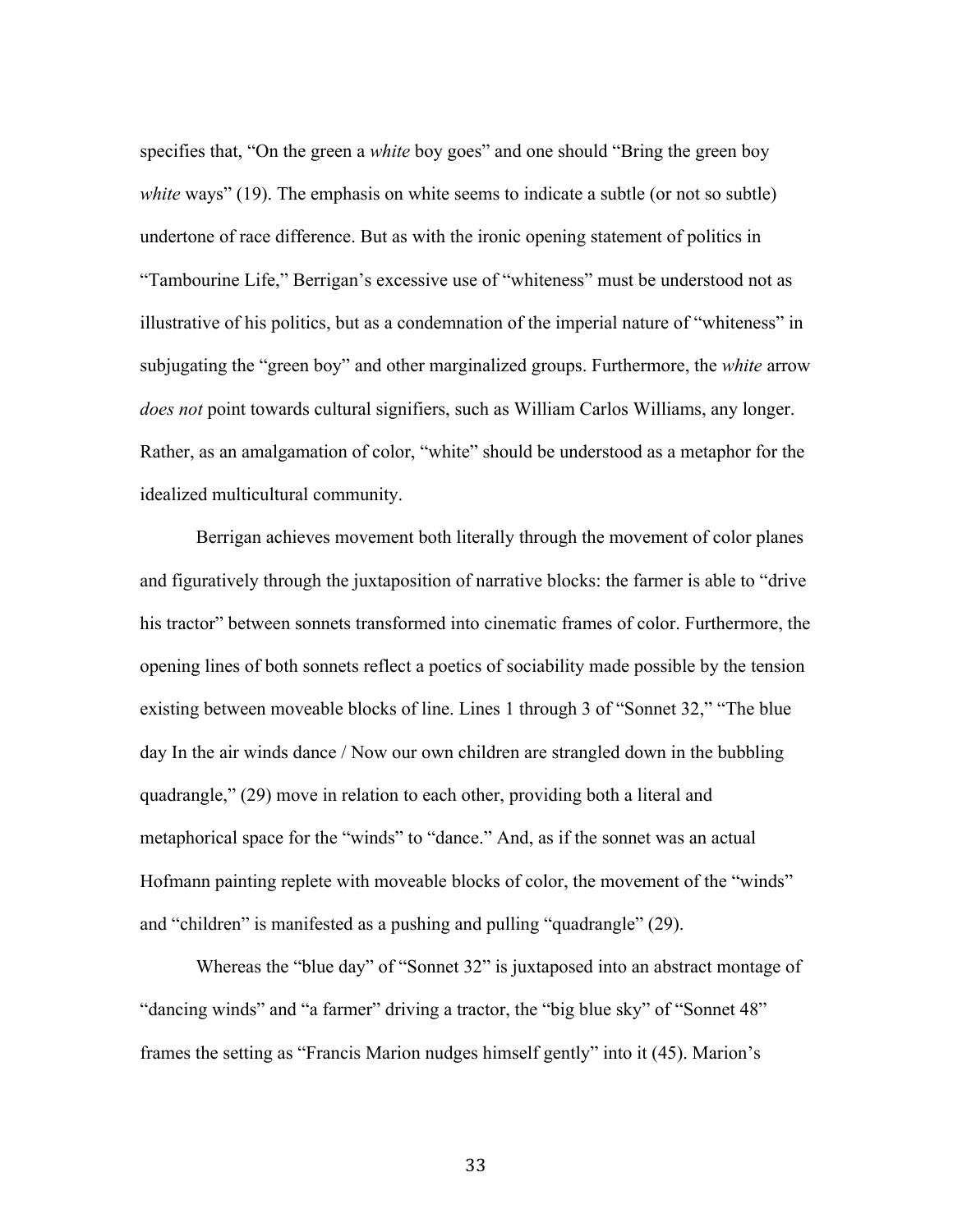specifies that, "On the green a *white* boy goes" and one should "Bring the green boy *white* ways" (19). The emphasis on white seems to indicate a subtle (or not so subtle) undertone of race difference. But as with the ironic opening statement of politics in "Tambourine Life," Berrigan's excessive use of "whiteness" must be understood not as illustrative of his politics, but as a condemnation of the imperial nature of "whiteness" in subjugating the "green boy" and other marginalized groups. Furthermore, the *white* arrow *does not* point towards cultural signifiers, such as William Carlos Williams, any longer. Rather, as an amalgamation of color, "white" should be understood as a metaphor for the idealized multicultural community.

Berrigan achieves movement both literally through the movement of color planes and figuratively through the juxtaposition of narrative blocks: the farmer is able to "drive his tractor" between sonnets transformed into cinematic frames of color. Furthermore, the opening lines of both sonnets reflect a poetics of sociability made possible by the tension existing between moveable blocks of line. Lines 1 through 3 of "Sonnet 32," "The blue day In the air winds dance / Now our own children are strangled down in the bubbling quadrangle," (29) move in relation to each other, providing both a literal and metaphorical space for the "winds" to "dance." And, as if the sonnet was an actual Hofmann painting replete with moveable blocks of color, the movement of the "winds" and "children" is manifested as a pushing and pulling "quadrangle" (29).

Whereas the "blue day" of "Sonnet 32" is juxtaposed into an abstract montage of "dancing winds" and "a farmer" driving a tractor, the "big blue sky" of "Sonnet 48" frames the setting as "Francis Marion nudges himself gently" into it (45). Marion's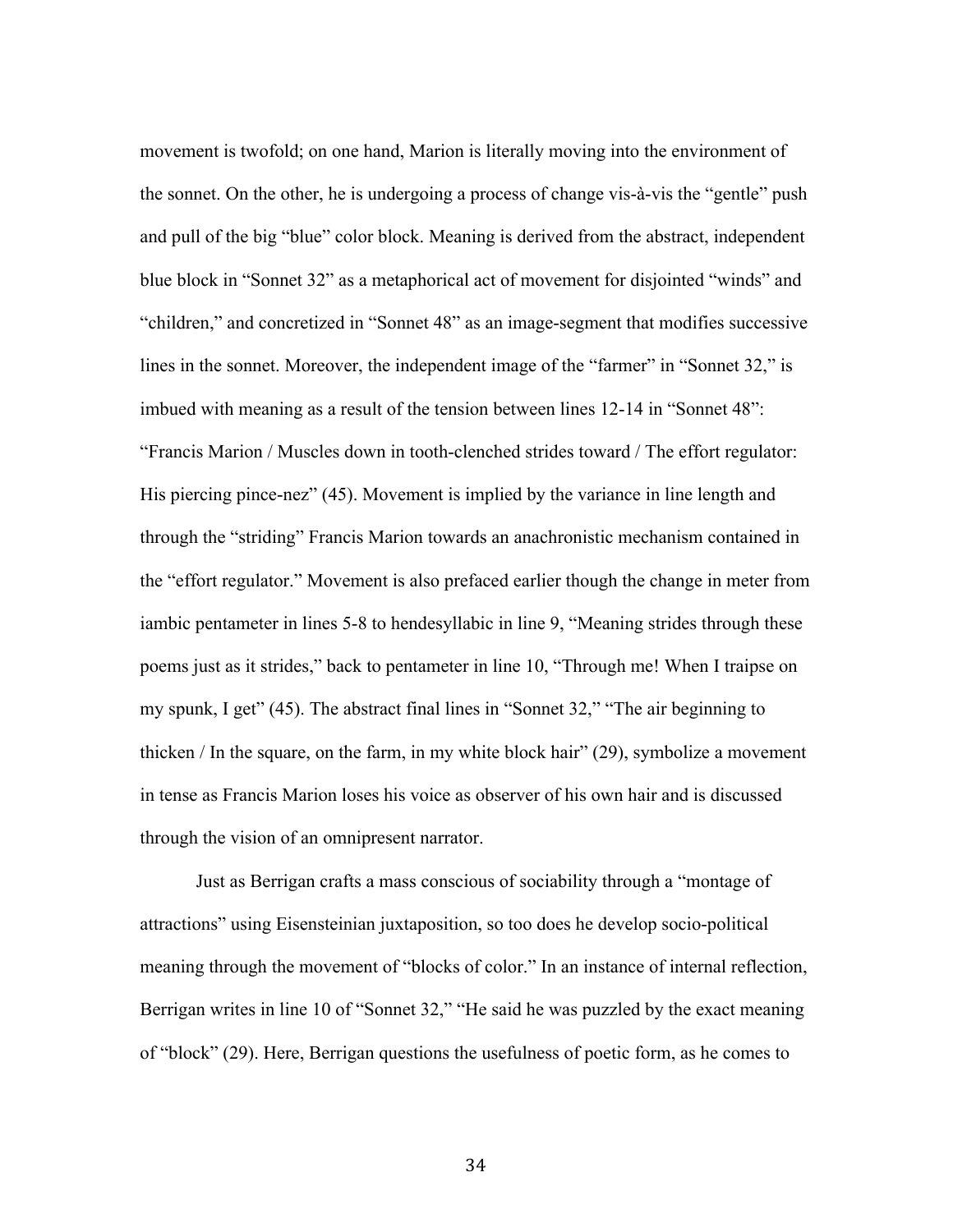movement is twofold; on one hand, Marion is literally moving into the environment of the sonnet. On the other, he is undergoing a process of change vis-à-vis the "gentle" push and pull of the big "blue" color block. Meaning is derived from the abstract, independent blue block in "Sonnet 32" as a metaphorical act of movement for disjointed "winds" and "children," and concretized in "Sonnet 48" as an image-segment that modifies successive lines in the sonnet. Moreover, the independent image of the "farmer" in "Sonnet 32," is imbued with meaning as a result of the tension between lines 12-14 in "Sonnet 48": "Francis Marion / Muscles down in tooth-clenched strides toward / The effort regulator: His piercing pince-nez" (45). Movement is implied by the variance in line length and through the "striding" Francis Marion towards an anachronistic mechanism contained in the "effort regulator." Movement is also prefaced earlier though the change in meter from iambic pentameter in lines 5-8 to hendesyllabic in line 9, "Meaning strides through these poems just as it strides," back to pentameter in line 10, "Through me! When I traipse on my spunk, I get" (45). The abstract final lines in "Sonnet 32," "The air beginning to thicken / In the square, on the farm, in my white block hair" (29), symbolize a movement in tense as Francis Marion loses his voice as observer of his own hair and is discussed through the vision of an omnipresent narrator.

Just as Berrigan crafts a mass conscious of sociability through a "montage of attractions" using Eisensteinian juxtaposition, so too does he develop socio-political meaning through the movement of "blocks of color." In an instance of internal reflection, Berrigan writes in line 10 of "Sonnet 32," "He said he was puzzled by the exact meaning of "block" (29). Here, Berrigan questions the usefulness of poetic form, as he comes to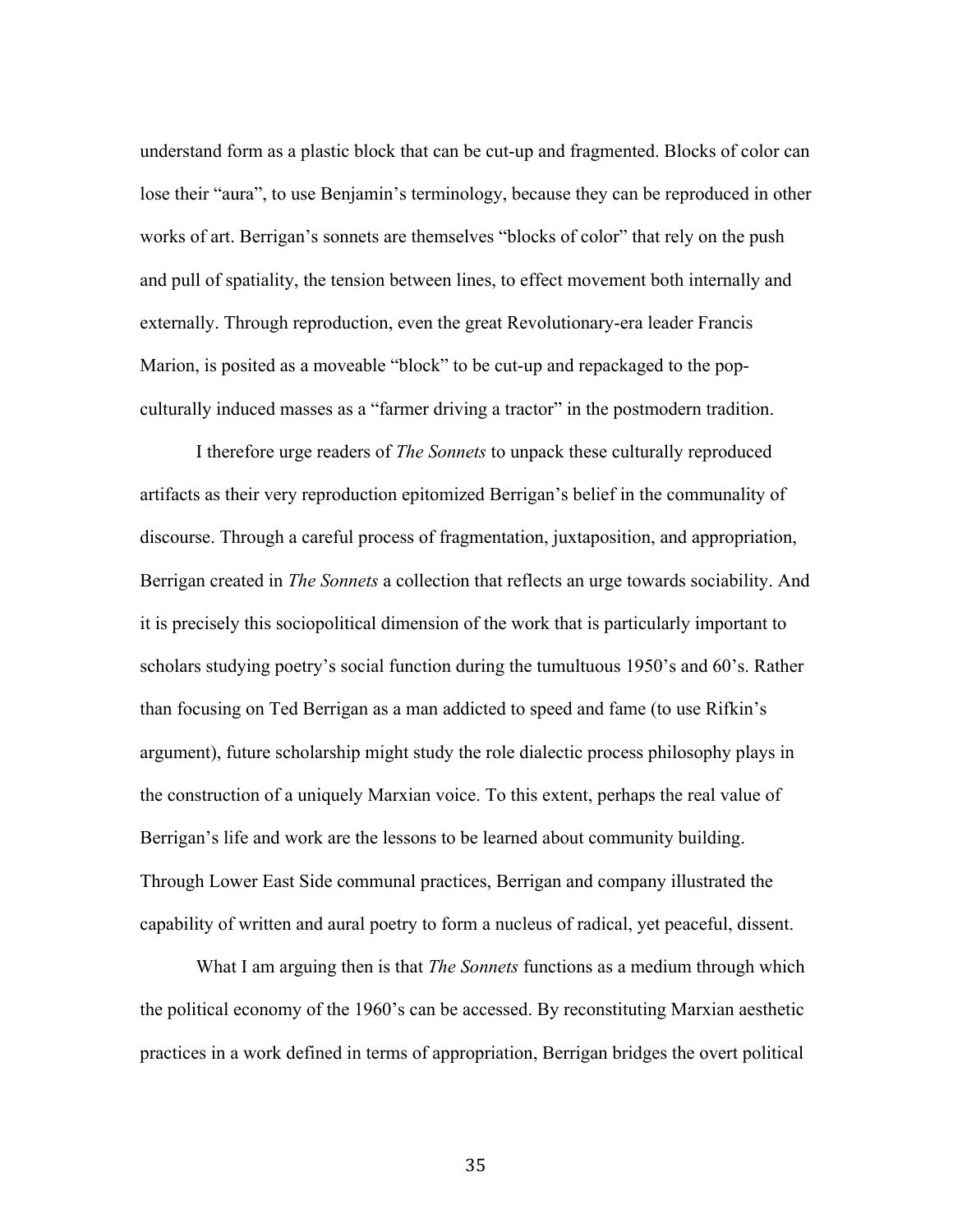understand form as a plastic block that can be cut-up and fragmented. Blocks of color can lose their "aura", to use Benjamin's terminology, because they can be reproduced in other works of art. Berrigan's sonnets are themselves "blocks of color" that rely on the push and pull of spatiality, the tension between lines, to effect movement both internally and externally. Through reproduction, even the great Revolutionary-era leader Francis Marion, is posited as a moveable "block" to be cut-up and repackaged to the pop-culturally induced masses as a "farmer driving a tractor" in the postmodern tradition.

I therefore urge readers of *The Sonnets* to unpack these culturally reproduced artifacts as their very reproduction epitomized Berrigan's belief in the communality of discourse. Through a careful process of fragmentation, juxtaposition, and appropriation, Berrigan created in *The Sonnets* a collection that reflects an urge towards sociability. And it is precisely this sociopolitical dimension of the work that is particularly important to scholars studying poetry's social function during the tumultuous 1950's and 60's. Rather than focusing on Ted Berrigan as a man addicted to speed and fame (to use Rifkin's argument), future scholarship might study the role dialectic process philosophy plays in the construction of a uniquely Marxian voice. To this extent, perhaps the real value of Berrigan's life and work are the lessons to be learned about community building. Through Lower East Side communal practices, Berrigan and company illustrated the capability of written and aural poetry to form a nucleus of radical, yet peaceful, dissent.

What I am arguing then is that *The Sonnets* functions as a medium through which the political economy of the 1960's can be accessed. By reconstituting Marxian aesthetic practices in a work defined in terms of appropriation, Berrigan bridges the overt political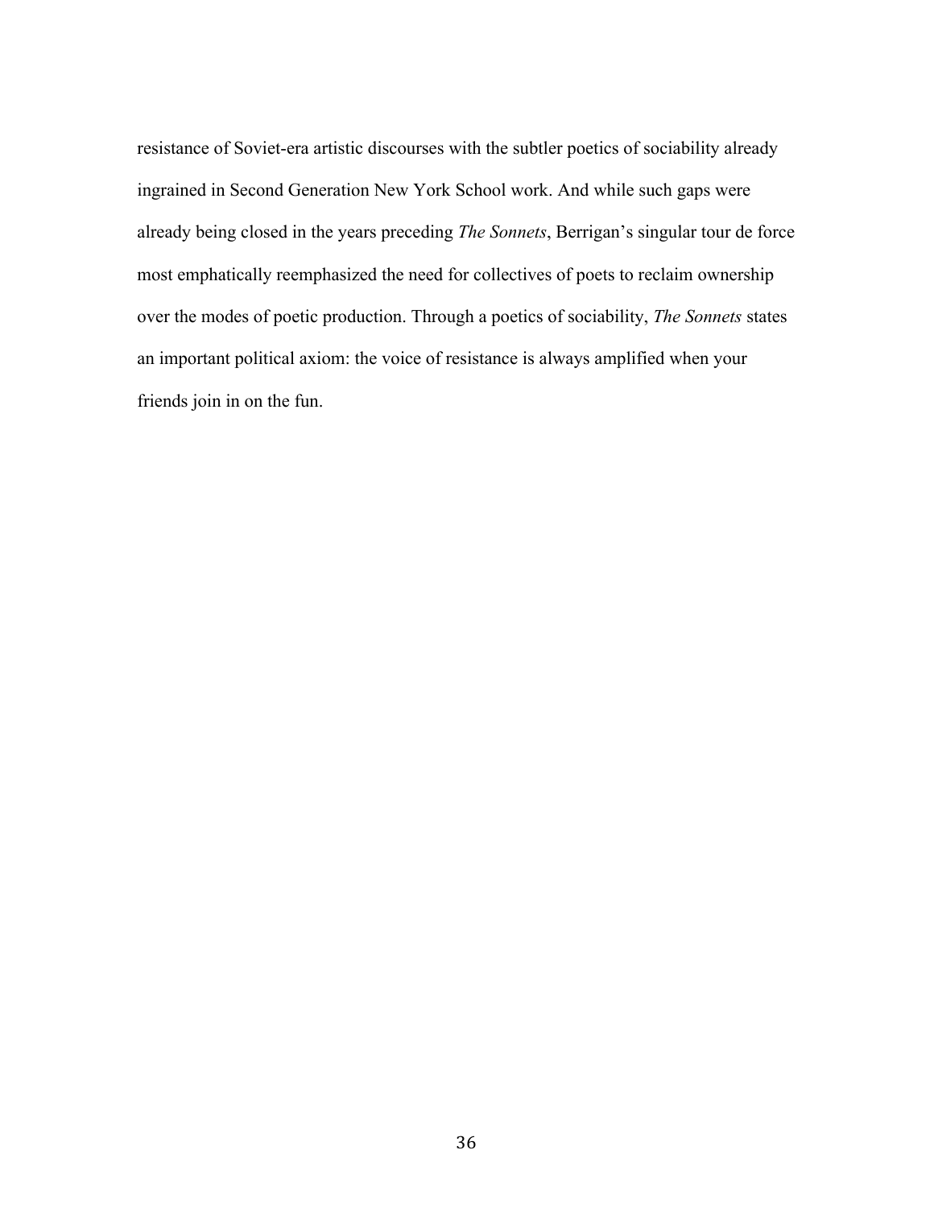resistance of Soviet-era artistic discourses with the subtler poetics of sociability already ingrained in Second Generation New York School work. And while such gaps were already being closed in the years preceding *The Sonnets*, Berrigan's singular tour de force most emphatically reemphasized the need for collectives of poets to reclaim ownership over the modes of poetic production. Through a poetics of sociability, *The Sonnets* states an important political axiom: the voice of resistance is always amplified when your friends join in on the fun.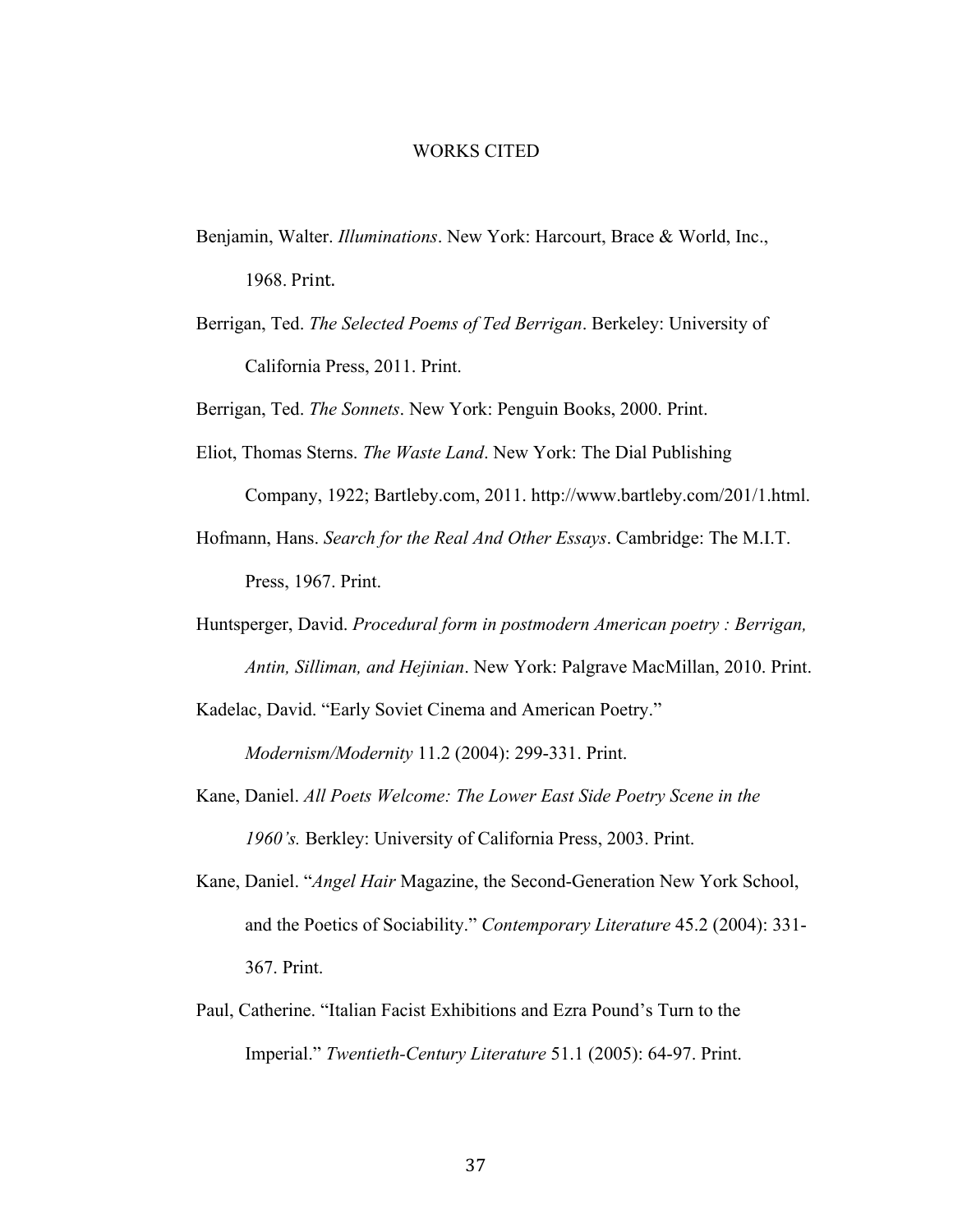# WORKS CITED

Benjamin, Walter. *Illuminations*. New York: Harcourt, Brace & World, Inc., 1968. Print.

Berrigan, Ted. *The Selected Poems of Ted Berrigan*. Berkeley: University of California Press, 2011. Print.

Berrigan, Ted. *The Sonnets*. New York: Penguin Books, 2000. Print.

Eliot, Thomas Sterns. *The Waste Land*. New York: The Dial Publishing Company, 1922; Bartleby.com, 2011. http://www.bartleby.com/201/1.html.

Hofmann, Hans. *Search for the Real And Other Essays*. Cambridge: The M.I.T. Press, 1967. Print.

Huntsperger, David. *Procedural form in postmodern American poetry : Berrigan, Antin, Silliman, and Hejinian*. New York: Palgrave MacMillan, 2010. Print.

Kadelac, David. "Early Soviet Cinema and American Poetry." *Modernism/Modernity* 11.2 (2004): 299-331. Print.

Kane, Daniel. *All Poets Welcome: The Lower East Side Poetry Scene in the 1960's.* Berkley: University of California Press, 2003. Print.

Kane, Daniel. "*Angel Hair* Magazine, the Second-Generation New York School, and the Poetics of Sociability." *Contemporary Literature* 45.2 (2004): 331-367. Print.

Paul, Catherine. "Italian Facist Exhibitions and Ezra Pound's Turn to the Imperial." *Twentieth-Century Literature* 51.1 (2005): 64-97. Print.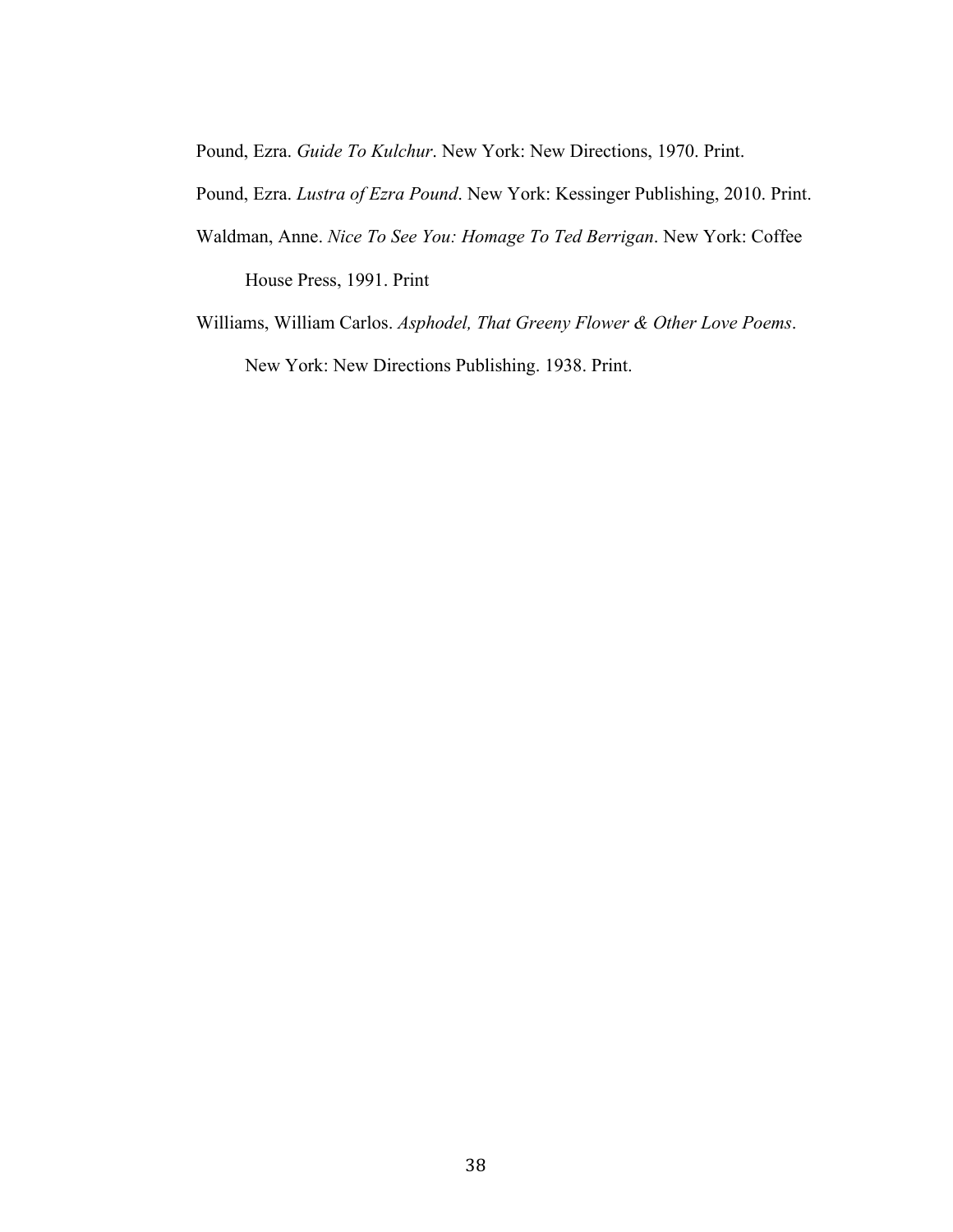Pound, Ezra. *Guide To Kulchur*. New York: New Directions, 1970. Print.

Pound, Ezra. *Lustra of Ezra Pound*. New York: Kessinger Publishing, 2010. Print.

Waldman, Anne. *Nice To See You: Homage To Ted Berrigan*. New York: Coffee House Press, 1991. Print

Williams, William Carlos. *Asphodel, That Greeny Flower & Other Love Poems*. New York: New Directions Publishing. 1938. Print.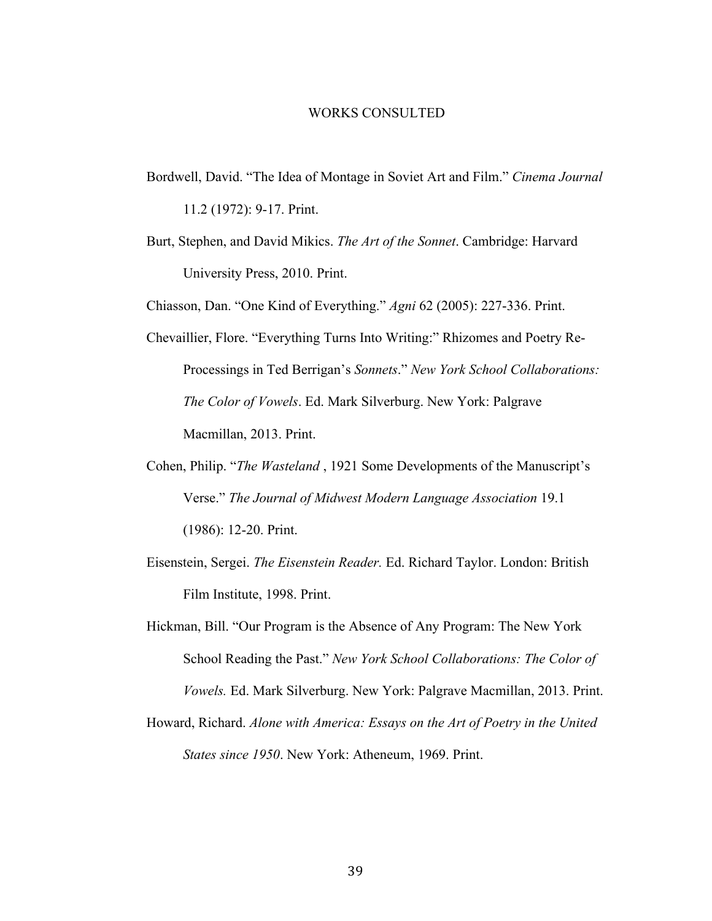# WORKS CONSULTED

Bordwell, David. "The Idea of Montage in Soviet Art and Film." *Cinema Journal* 11.2 (1972): 9-17. Print.

Burt, Stephen, and David Mikics. *The Art of the Sonnet*. Cambridge: Harvard University Press, 2010. Print.

Chiasson, Dan. "One Kind of Everything." *Agni* 62 (2005): 227-336. Print.

Chevaillier, Flore. "Everything Turns Into Writing:" Rhizomes and Poetry Re-Processings in Ted Berrigan's *Sonnets*." *New York School Collaborations: The Color of Vowels*. Ed. Mark Silverburg. New York: Palgrave Macmillan, 2013. Print.

Cohen, Philip. "*The Wasteland* , 1921 Some Developments of the Manuscript's Verse." *The Journal of Midwest Modern Language Association* 19.1 (1986): 12-20. Print.

Eisenstein, Sergei. *The Eisenstein Reader.* Ed. Richard Taylor. London: British Film Institute, 1998. Print.

Hickman, Bill. "Our Program is the Absence of Any Program: The New York School Reading the Past." *New York School Collaborations: The Color of Vowels.* Ed. Mark Silverburg. New York: Palgrave Macmillan, 2013. Print.

Howard, Richard. *Alone with America: Essays on the Art of Poetry in the United States since 1950*. New York: Atheneum, 1969. Print.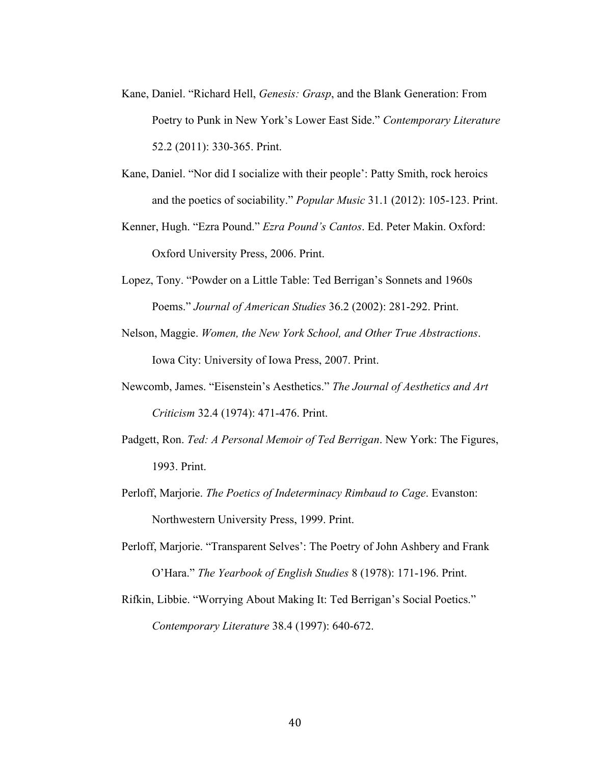Kane, Daniel. “Richard Hell, *Genesis: Grasp*, and the Blank Generation: From Poetry to Punk in New York’s Lower East Side.” *Contemporary Literature* 52.2 (2011): 330-365. Print.

Kane, Daniel. “Nor did I socialize with their people’: Patty Smith, rock heroics and the poetics of sociability.” *Popular Music* 31.1 (2012): 105-123. Print.

Kenner, Hugh. “Ezra Pound.” *Ezra Pound’s Cantos*. Ed. Peter Makin. Oxford: Oxford University Press, 2006. Print.

Lopez, Tony. “Powder on a Little Table: Ted Berrigan’s Sonnets and 1960s Poems.” *Journal of American Studies* 36.2 (2002): 281-292. Print.

Nelson, Maggie. *Women, the New York School, and Other True Abstractions*. Iowa City: University of Iowa Press, 2007. Print.

Newcomb, James. “Eisenstein’s Aesthetics.” *The Journal of Aesthetics and Art Criticism* 32.4 (1974): 471-476. Print.

Padgett, Ron. *Ted: A Personal Memoir of Ted Berrigan*. New York: The Figures, 1993. Print.

Perloff, Marjorie. *The Poetics of Indeterminacy Rimbaud to Cage*. Evanston: Northwestern University Press, 1999. Print.

Perloff, Marjorie. “Transparent Selves’: The Poetry of John Ashbery and Frank O’Hara.” *The Yearbook of English Studies* 8 (1978): 171-196. Print.

Rifkin, Libbie. “Worrying About Making It: Ted Berrigan’s Social Poetics.” *Contemporary Literature* 38.4 (1997): 640-672.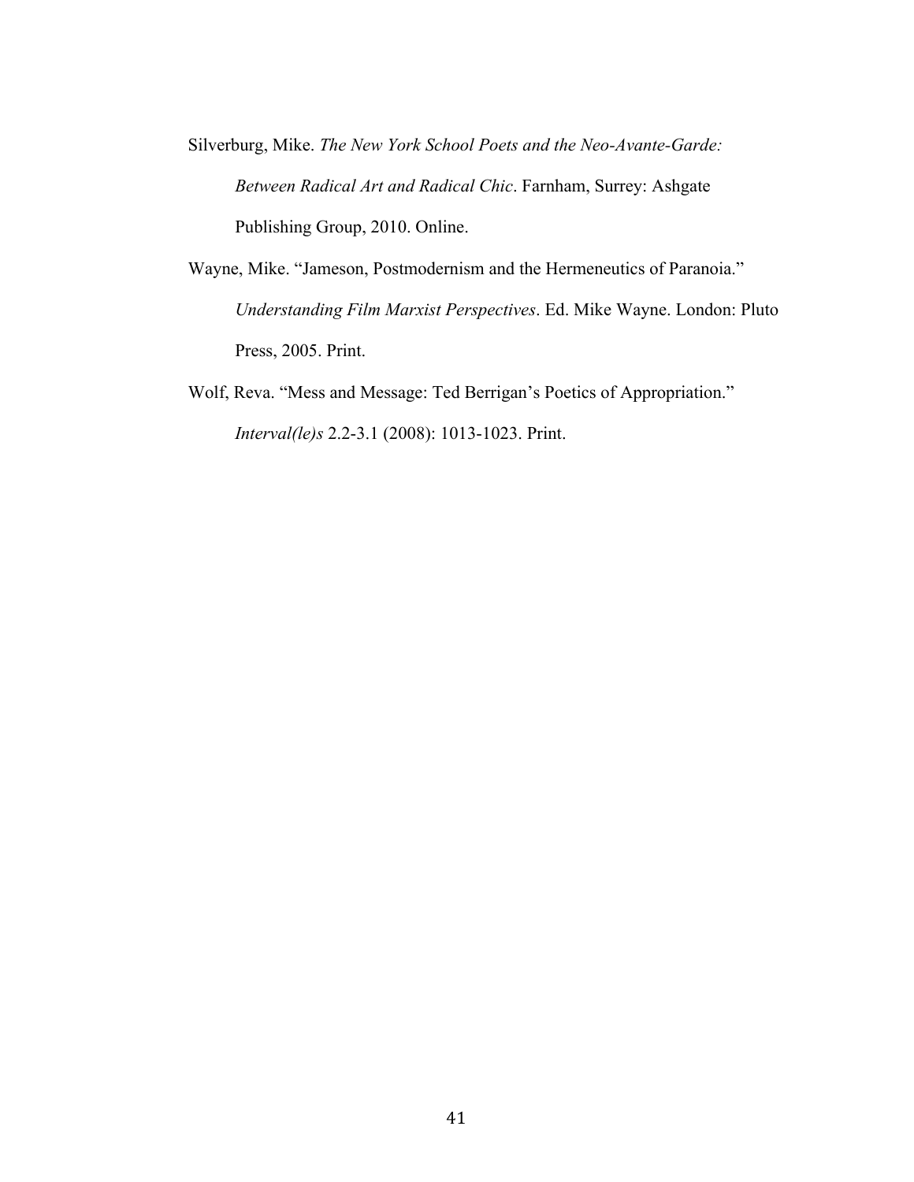Silverburg, Mike. *The New York School Poets and the Neo-Avante-Garde: Between Radical Art and Radical Chic*. Farnham, Surrey: Ashgate Publishing Group, 2010. Online.

Wayne, Mike. "Jameson, Postmodernism and the Hermeneutics of Paranoia." *Understanding Film Marxist Perspectives*. Ed. Mike Wayne. London: Pluto Press, 2005. Print.

Wolf, Reva. "Mess and Message: Ted Berrigan's Poetics of Appropriation." *Interval(le)s* 2.2-3.1 (2008): 1013-1023. Print.